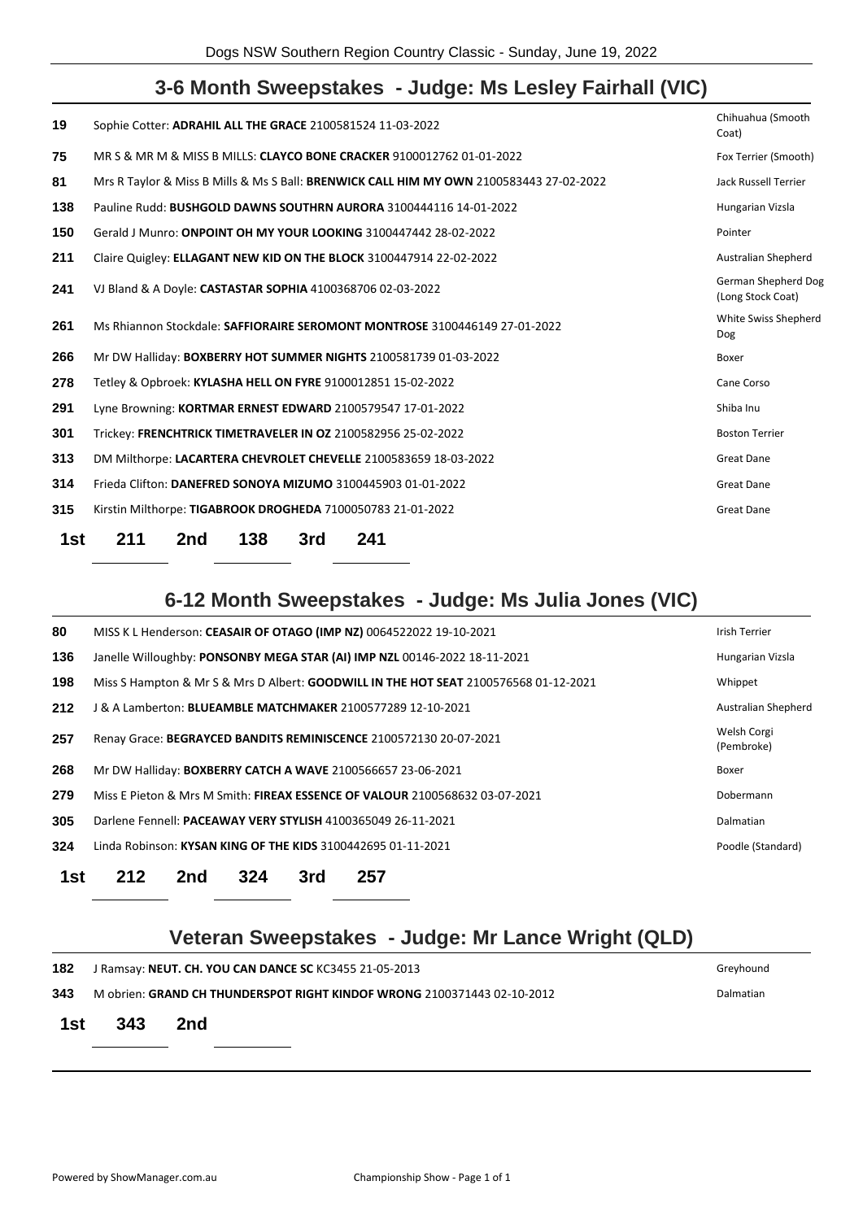## 3-6 Month Sweepstakes - Judge: Ms Lesley Fairhall (VIC)

| | | |
|---|---|---|
| 19 | Sophie Cotter: **ADRAHIL ALL THE GRACE** 2100581524 11-03-2022 | Chihuahua (Smooth Coat) |
| 75 | MR S & MR M & MISS B MILLS: **CLAYCO BONE CRACKER** 9100012762 01-01-2022 | Fox Terrier (Smooth) |
| 81 | Mrs R Taylor & Miss B Mills & Ms S Ball: **BRENWICK CALL HIM MY OWN** 2100583443 27-02-2022 | Jack Russell Terrier |
| 138 | Pauline Rudd: **BUSHGOLD DAWNS SOUTHRN AURORA** 3100444116 14-01-2022 | Hungarian Vizsla |
| 150 | Gerald J Munro: **ONPOINT OH MY YOUR LOOKING** 3100447442 28-02-2022 | Pointer |
| 211 | Claire Quigley: **ELLAGANT NEW KID ON THE BLOCK** 3100447914 22-02-2022 | Australian Shepherd |
| 241 | VJ Bland & A Doyle: **CASTASTAR SOPHIA** 4100368706 02-03-2022 | German Shepherd Dog (Long Stock Coat) |
| 261 | Ms Rhiannon Stockdale: **SAFFIORAIRE SEROMONT MONTROSE** 3100446149 27-01-2022 | White Swiss Shepherd Dog |
| 266 | Mr DW Halliday: **BOXBERRY HOT SUMMER NIGHTS** 2100581739 01-03-2022 | Boxer |
| 278 | Tetley & Opbroek: **KYLASHA HELL ON FYRE** 9100012851 15-02-2022 | Cane Corso |
| 291 | Lyne Browning: **KORTMAR ERNEST EDWARD** 2100579547 17-01-2022 | Shiba Inu |
| 301 | Trickey: **FRENCHTRICK TIMETRAVELER IN OZ** 2100582956 25-02-2022 | Boston Terrier |
| 313 | DM Milthorpe: **LACARTERA CHEVROLET CHEVELLE** 2100583659 18-03-2022 | Great Dane |
| 314 | Frieda Clifton: **DANEFRED SONOYA MIZUMO** 3100445903 01-01-2022 | Great Dane |
| 315 | Kirstin Milthorpe: **TIGABROOK DROGHEDA** 7100050783 21-01-2022 | Great Dane |

**1st** 211 **2nd** 138 **3rd** 241

## 6-12 Month Sweepstakes - Judge: Ms Julia Jones (VIC)

| | | |
|---|---|---|
| 80 | MISS K L Henderson: **CEASAIR OF OTAGO (IMP NZ)** 0064522022 19-10-2021 | Irish Terrier |
| 136 | Janelle Willoughby: **PONSONBY MEGA STAR (AI) IMP NZL** 00146-2022 18-11-2021 | Hungarian Vizsla |
| 198 | Miss S Hampton & Mr S & Mrs D Albert: **GOODWILL IN THE HOT SEAT** 2100576568 01-12-2021 | Whippet |
| 212 | J & A Lamberton: **BLUEAMBLE MATCHMAKER** 2100577289 12-10-2021 | Australian Shepherd |
| 257 | Renay Grace: **BEGRAYCED BANDITS REMINISCENCE** 2100572130 20-07-2021 | Welsh Corgi (Pembroke) |
| 268 | Mr DW Halliday: **BOXBERRY CATCH A WAVE** 2100566657 23-06-2021 | Boxer |
| 279 | Miss E Pieton & Mrs M Smith: **FIREAX ESSENCE OF VALOUR** 2100568632 03-07-2021 | Dobermann |
| 305 | Darlene Fennell: **PACEAWAY VERY STYLISH** 4100365049 26-11-2021 | Dalmatian |
| 324 | Linda Robinson: **KYSAN KING OF THE KIDS** 3100442695 01-11-2021 | Poodle (Standard) |

**1st** 212 **2nd** 324 **3rd** 257

## Veteran Sweepstakes - Judge: Mr Lance Wright (QLD)

| | | |
|---|---|---|
| 182 | J Ramsay: **NEUT. CH. YOU CAN DANCE SC** KC3455 21-05-2013 | Greyhound |
| 343 | M obrien: **GRAND CH THUNDERSPOT RIGHT KINDOF WRONG** 2100371443 02-10-2012 | Dalmatian |

**1st** 343 **2nd**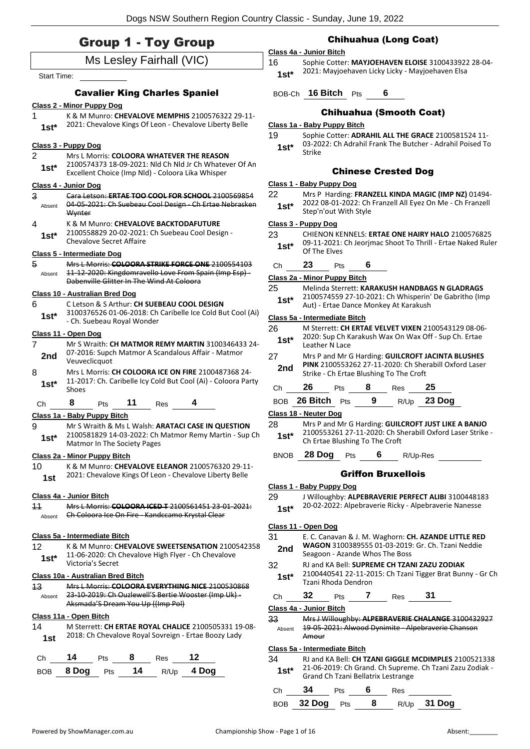# Group 1 - Toy Group

Ms Lesley Fairhall (VIC)

Start Time:

## Cavalier King Charles Spaniel

**Class 2 - Minor Puppy Dog**

1 — 1st* — K & M Munro: **CHEVALOVE MEMPHIS** 2100576322 29-11-2021: Chevalove Kings Of Leon - Chevalove Liberty Belle

**Class 3 - Puppy Dog**

2 — 1st* — Mrs L Morris: **COLOORA WHATEVER THE REASON** 2100574373 18-09-2021: Nld Ch Nld Jr Ch Whatever Of An Excellent Choice (Imp Nld) - Coloora Lika Whisper

**Class 4 - Junior Dog**

~~3 — Absent — Cara Letson: **ERTAE TOO COOL FOR SCHOOL** 2100569854 04-05-2021: Ch Suebeau Cool Design - Ch Ertae Nebrasken Wynter~~

4 — 1st* — K & M Munro: **CHEVALOVE BACKTODAFUTURE** 2100558829 20-02-2021: Ch Suebeau Cool Design - Chevalove Secret Affaire

**Class 5 - Intermediate Dog**

~~5 — Absent — Mrs L Morris: **COLOORA STRIKE FORCE ONE** 2100554103 11-12-2020: Kingdomravello Love From Spain (Imp Esp) - Dabenville Glitter In The Wind At Coloora~~

**Class 10 - Australian Bred Dog**

6 — 1st* — C Letson & S Arthur: **CH SUEBEAU COOL DESIGN** 3100376526 01-06-2018: Ch Caribelle Ice Cold But Cool (Ai) - Ch. Suebeau Royal Wonder

**Class 11 - Open Dog**

7 — 2nd — Mr S Wraith: **CH MATMOR REMY MARTIN** 3100346433 24-07-2016: Supch Matmor A Scandalous Affair - Matmor Veuveclicquot

8 — 1st* — Mrs L Morris: **CH COLOORA ICE ON FIRE** 2100487368 24-11-2017: Ch. Caribelle Icy Cold But Cool (Ai) - Coloora Party Shoes

Ch 8 Pts 11 Res 4

**Class 1a - Baby Puppy Bitch**

9 — 1st* — Mr S Wraith & Ms L Walsh: **ARATACI CASE IN QUESTION** 2100581829 14-03-2022: Ch Matmor Remy Martin - Sup Ch Matmor In The Society Pages

**Class 2a - Minor Puppy Bitch**

10 — 1st — K & M Munro: **CHEVALOVE ELEANOR** 2100576320 29-11-2021: Chevalove Kings Of Leon - Chevalove Liberty Belle

**Class 4a - Junior Bitch**

~~11 — Absent — Mrs L Morris: **COLOORA ICED T** 2100561451 23-01-2021: Ch Coloora Ice On Fire - Kandccamo Krystal Clear~~

**Class 5a - Intermediate Bitch**

12 — 1st* — K & M Munro: **CHEVALOVE SWEETSENSATION** 2100542358 11-06-2020: Ch Chevalove High Flyer - Ch Chevalove Victoria's Secret

**Class 10a - Australian Bred Bitch**

~~13 — Absent — Mrs L Morris: **COLOORA EVERYTHING NICE** 2100530868 23-10-2019: Ch Ouzlewell'S Bertie Wooster (Imp Uk) - Aksmada'S Dream You Up ((Imp Pol)~~

**Class 11a - Open Bitch**

14 — 1st — M Sterrett: **CH ERTAE ROYAL CHALICE** 2100505331 19-08-2018: Ch Chevalove Royal Sovreign - Ertae Boozy Lady

Ch 14 Pts 8 Res 12

BOB 8 Dog Pts 14 R/Up 4 Dog

## Chihuahua (Long Coat)

**Class 4a - Junior Bitch**

16 — 1st* — Sophie Cotter: **MAYJOEHAVEN ELOISE** 3100433922 28-04-2021: Mayjoehaven Licky Licky - Mayjoehaven Elsa

BOB-Ch 16 Bitch Pts 6

## Chihuahua (Smooth Coat)

**Class 1a - Baby Puppy Bitch**

19 — 1st* — Sophie Cotter: **ADRAHIL ALL THE GRACE** 2100581524 11-03-2022: Ch Adrahil Frank The Butcher - Adrahil Poised To Strike

## Chinese Crested Dog

**Class 1 - Baby Puppy Dog**

22 — 1st* — Mrs P Harding: **FRANZELL KINDA MAGIC (IMP NZ)** 01494-2022 08-01-2022: Ch Franzell All Eyez On Me - Ch Franzell Step'n'out With Style

**Class 3 - Puppy Dog**

23 — 1st* — CHIENON KENNELS: **ERTAE ONE HAIRY HALO** 2100576825 09-11-2021: Ch Jeorjmac Shoot To Thrill - Ertae Naked Ruler Of The Elves

Ch 23 Pts 6

**Class 2a - Minor Puppy Bitch**

25 — 1st* — Melinda Sterrett: **KARAKUSH HANDBAGS N GLADRAGS** 2100574559 27-10-2021: Ch Whisperin' De Gabritho (Imp Aut) - Ertae Dance Monkey At Karakush

**Class 5a - Intermediate Bitch**

26 — 1st* — M Sterrett: **CH ERTAE VELVET VIXEN** 2100543129 08-06-2020: Sup Ch Karakush Wax On Wax Off - Sup Ch. Ertae Leather N Lace

27 — 2nd — Mrs P and Mr G Harding: **GUILCROFT JACINTA BLUSHES PINK** 2100553262 27-11-2020: Ch Sherabill Oxford Laser Strike - Ch Ertae Blushing To The Croft

Ch 26 Pts 8 Res 25

BOB 26 Bitch Pts 9 R/Up 23 Dog

**Class 18 - Neuter Dog**

28 — 1st* — Mrs P and Mr G Harding: **GUILCROFT JUST LIKE A BANJO** 2100553261 27-11-2020: Ch Sherabill Oxford Laser Strike - Ch Ertae Blushing To The Croft

BNOB 28 Dog Pts 6 R/Up-Res

## Griffon Bruxellois

**Class 1 - Baby Puppy Dog**

29 — 1st* — J Willoughby: **ALPEBRAVERIE PERFECT ALIBI** 3100448183 20-02-2022: Alpebraverie Ricky - Alpebraverie Nanesse

**Class 11 - Open Dog**

31 — 2nd — E. C. Canavan & J. M. Waghorn: **CH. AZANDE LITTLE RED WAGON** 3100389555 01-03-2019: Gr. Ch. Tzani Neddie Seagoon - Azande Whos The Boss

32 — 1st* — RJ and KA Bell: **SUPREME CH TZANI ZAZU ZODIAK** 2100440541 22-11-2015: Ch Tzani Tigger Brat Bunny - Gr Ch Tzani Rhoda Dendron

Ch 32 Pts 7 Res 31

**Class 4a - Junior Bitch**

~~33 — Absent — Mrs J Willoughby: **ALPEBRAVERIE CHALANGE** 3100432927 19-05-2021: Alwood Dynimite - Alpebraverie Chanson Amour~~

**Class 5a - Intermediate Bitch**

34 — 1st* — RJ and KA Bell: **CH TZANI GIGGLE MCDIMPLES** 2100521338 21-06-2019: Ch Grand. Ch Supreme. Ch Tzani Zazu Zodiak - Grand Ch Tzani Bellatrix Lestrange

Ch 34 Pts 6 Res

BOB 32 Dog Pts 8 R/Up 31 Dog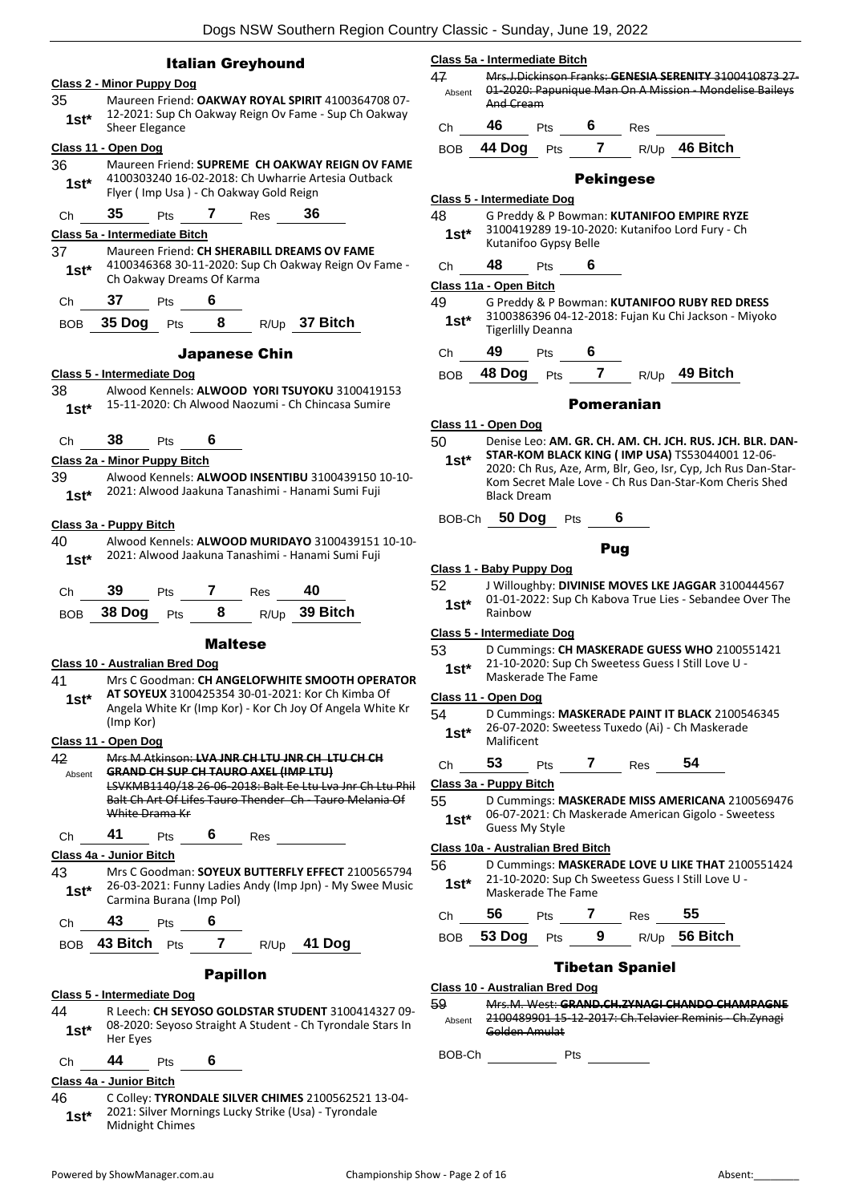## Italian Greyhound

### Class 2 - Minor Puppy Dog

35 — 1st* — Maureen Friend: **OAKWAY ROYAL SPIRIT** 4100364708 07-12-2021: Sup Ch Oakway Reign Ov Fame - Sup Ch Oakway Sheer Elegance

### Class 11 - Open Dog

36 — 1st* — Maureen Friend: **SUPREME CH OAKWAY REIGN OV FAME** 4100303240 16-02-2018: Ch Uwharrie Artesia Outback Flyer ( Imp Usa ) - Ch Oakway Gold Reign

Ch 35 Pts 7 Res 36

### Class 5a - Intermediate Bitch

37 — 1st* — Maureen Friend: **CH SHERABILL DREAMS OV FAME** 4100346368 30-11-2020: Sup Ch Oakway Reign Ov Fame - Ch Oakway Dreams Of Karma

Ch 37 Pts 6

BOB 35 Dog Pts 8 R/Up 37 Bitch

## Japanese Chin

### Class 5 - Intermediate Dog

38 — 1st* — Alwood Kennels: **ALWOOD YORI TSUYOKU** 3100419153 15-11-2020: Ch Alwood Naozumi - Ch Chincasa Sumire

Ch 38 Pts 6

### Class 2a - Minor Puppy Bitch

39 — 1st* — Alwood Kennels: **ALWOOD INSENTIBU** 3100439150 10-10-2021: Alwood Jaakuna Tanashimi - Hanami Sumi Fuji

### Class 3a - Puppy Bitch

40 — 1st* — Alwood Kennels: **ALWOOD MURIDAYO** 3100439151 10-10-2021: Alwood Jaakuna Tanashimi - Hanami Sumi Fuji

Ch 39 Pts 7 Res 40

BOB 38 Dog Pts 8 R/Up 39 Bitch

## Maltese

### Class 10 - Australian Bred Dog

41 — 1st* — Mrs C Goodman: **CH ANGELOFWHITE SMOOTH OPERATOR AT SOYEUX** 3100425354 30-01-2021: Kor Ch Kimba Of Angela White Kr (Imp Kor) - Kor Ch Joy Of Angela White Kr (Imp Kor)

### Class 11 - Open Dog

42 — Absent — ~~Mrs M Atkinson: **LVA JNR CH LTU JNR CH LTU CH CH GRAND CH SUP CH TAURO AXEL (IMP LTU)** LSVKMB1140/18 26-06-2018: Balt Ee Ltu Lva Jnr Ch Ltu Phil Balt Ch Art Of Lifes Tauro Thender Ch - Tauro Melania Of White Drama Kr~~

Ch 41 Pts 6 Res

### Class 4a - Junior Bitch

43 — 1st* — Mrs C Goodman: **SOYEUX BUTTERFLY EFFECT** 2100565794 26-03-2021: Funny Ladies Andy (Imp Jpn) - My Swee Music Carmina Burana (Imp Pol)

Ch 43 Pts 6

BOB 43 Bitch Pts 7 R/Up 41 Dog

## Papillon

### Class 5 - Intermediate Dog

44 — 1st* — R Leech: **CH SEYOSO GOLDSTAR STUDENT** 3100414327 09-08-2020: Seyoso Straight A Student - Ch Tyrondale Stars In Her Eyes

Ch 44 Pts 6

### Class 4a - Junior Bitch

46 — 1st* — C Colley: **TYRONDALE SILVER CHIMES** 2100562521 13-04-2021: Silver Mornings Lucky Strike (Usa) - Tyrondale Midnight Chimes

### Class 5a - Intermediate Bitch

47 — Absent — ~~Mrs.J.Dickinson Franks: **GENESIA SERENITY** 3100410873 27-01-2020: Papunique Man On A Mission - Mondelise Baileys And Cream~~

Ch 46 Pts 6 Res

BOB 44 Dog Pts 7 R/Up 46 Bitch

## Pekingese

### Class 5 - Intermediate Dog

48 — 1st* — G Preddy & P Bowman: **KUTANIFOO EMPIRE RYZE** 3100419289 19-10-2020: Kutanifoo Lord Fury - Ch Kutanifoo Gypsy Belle

Ch 48 Pts 6

### Class 11a - Open Bitch

49 — 1st* — G Preddy & P Bowman: **KUTANIFOO RUBY RED DRESS** 3100386396 04-12-2018: Fujan Ku Chi Jackson - Miyoko Tigerlilly Deanna

Ch 49 Pts 6

BOB 48 Dog Pts 7 R/Up 49 Bitch

## Pomeranian

### Class 11 - Open Dog

50 — 1st* — Denise Leo: **AM. GR. CH. AM. CH. JCH. RUS. JCH. BLR. DAN-STAR-KOM BLACK KING ( IMP USA)** TS53044001 12-06-2020: Ch Rus, Aze, Arm, Blr, Geo, Isr, Cyp, Jch Rus Dan-Star-Kom Secret Male Love - Ch Rus Dan-Star-Kom Cheris Shed Black Dream

BOB-Ch 50 Dog Pts 6

## Pug

### Class 1 - Baby Puppy Dog

52 — 1st* — J Willoughby: **DIVINISE MOVES LKE JAGGAR** 3100444567 01-01-2022: Sup Ch Kabova True Lies - Sebandee Over The Rainbow

### Class 5 - Intermediate Dog

53 — 1st* — D Cummings: **CH MASKERADE GUESS WHO** 2100551421 21-10-2020: Sup Ch Sweetess Guess I Still Love U - Maskerade The Fame

### Class 11 - Open Dog

54 — 1st* — D Cummings: **MASKERADE PAINT IT BLACK** 2100546345 26-07-2020: Sweetess Tuxedo (Ai) - Ch Maskerade Malificent

Ch 53 Pts 7 Res 54

### Class 3a - Puppy Bitch

55 — 1st* — D Cummings: **MASKERADE MISS AMERICANA** 2100569476 06-07-2021: Ch Maskerade American Gigolo - Sweetess Guess My Style

### Class 10a - Australian Bred Bitch

56 — 1st* — D Cummings: **MASKERADE LOVE U LIKE THAT** 2100551424 21-10-2020: Sup Ch Sweetess Guess I Still Love U - Maskerade The Fame

Ch 56 Pts 7 Res 55

BOB 53 Dog Pts 9 R/Up 56 Bitch

## Tibetan Spaniel

### Class 10 - Australian Bred Dog

59 — Absent — ~~Mrs.M. West: **GRAND.CH.ZYNAGI CHANDO CHAMPAGNE** 2100489901 15-12-2017: Ch.Telavier Reminis - Ch.Zynagi Golden Amulat~~

BOB-Ch Pts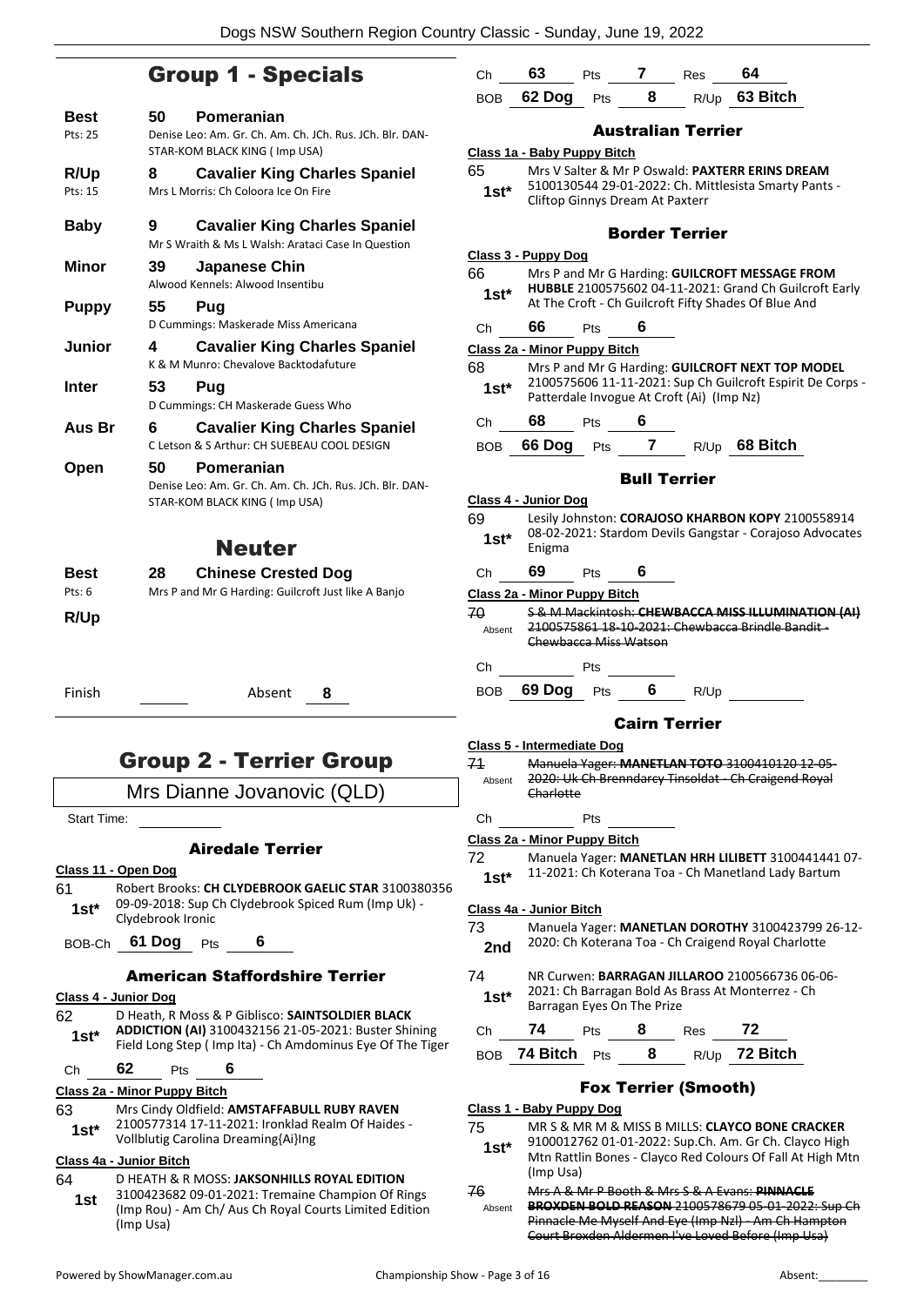## Group 1 - Specials

**Best** — 50 **Pomeranian**
Pts: 25
Denise Leo: Am. Gr. Ch. Am. Ch. JCh. Rus. JCh. Blr. DAN-STAR-KOM BLACK KING ( Imp USA)

**R/Up** — 8 **Cavalier King Charles Spaniel**
Pts: 15
Mrs L Morris: Ch Coloora Ice On Fire

**Baby** — 9 **Cavalier King Charles Spaniel**
Mr S Wraith & Ms L Walsh: Arataci Case In Question

**Minor** — 39 **Japanese Chin**
Alwood Kennels: Alwood Insentibu

**Puppy** — 55 **Pug**
D Cummings: Maskerade Miss Americana

**Junior** — 4 **Cavalier King Charles Spaniel**
K & M Munro: Chevalove Backtodafuture

**Inter** — 53 **Pug**
D Cummings: CH Maskerade Guess Who

**Aus Br** — 6 **Cavalier King Charles Spaniel**
C Letson & S Arthur: CH SUEBEAU COOL DESIGN

**Open** — 50 **Pomeranian**
Denise Leo: Am. Gr. Ch. Am. Ch. JCh. Rus. JCh. Blr. DAN-STAR-KOM BLACK KING ( Imp USA)

## Neuter

**Best** — 28 **Chinese Crested Dog**
Pts: 6
Mrs P and Mr G Harding: Guilcroft Just like A Banjo

**R/Up**

Finish ______ Absent **8**

## Group 2 - Terrier Group

Mrs Dianne Jovanovic (QLD)

Start Time:

### Airedale Terrier

**Class 11 - Open Dog**

61 **1st*** — Robert Brooks: **CH CLYDEBROOK GAELIC STAR** 3100380356 09-09-2018: Sup Ch Clydebrook Spiced Rum (Imp Uk) - Clydebrook Ironic

BOB-Ch **61 Dog** Pts **6**

### American Staffordshire Terrier

**Class 4 - Junior Dog**

62 **1st*** — D Heath, R Moss & P Giblisco: **SAINTSOLDIER BLACK ADDICTION (AI)** 3100432156 21-05-2021: Buster Shining Field Long Step ( Imp Ita) - Ch Amdominus Eye Of The Tiger

Ch **62** Pts **6**

**Class 2a - Minor Puppy Bitch**

63 **1st*** — Mrs Cindy Oldfield: **AMSTAFFABULL RUBY RAVEN** 2100577314 17-11-2021: Ironklad Realm Of Haides - Vollblutig Carolina Dreaming{Ai}Ing

**Class 4a - Junior Bitch**

64 **1st** — D HEATH & R MOSS: **JAKSONHILLS ROYAL EDITION** 3100423682 09-01-2021: Tremaine Champion Of Rings (Imp Rou) - Am Ch/ Aus Ch Royal Courts Limited Edition (Imp Usa)

Ch **63** Pts **7** Res **64**

BOB **62 Dog** Pts **8** R/Up **63 Bitch**

### Australian Terrier

**Class 1a - Baby Puppy Bitch**

65 **1st*** — Mrs V Salter & Mr P Oswald: **PAXTERR ERINS DREAM** 5100130544 29-01-2022: Ch. Mittlesista Smarty Pants - Cliftop Ginnys Dream At Paxterr

### Border Terrier

**Class 3 - Puppy Dog**

66 **1st*** — Mrs P and Mr G Harding: **GUILCROFT MESSAGE FROM HUBBLE** 2100575602 04-11-2021: Grand Ch Guilcroft Early At The Croft - Ch Guilcroft Fifty Shades Of Blue And

Ch **66** Pts **6**

**Class 2a - Minor Puppy Bitch**

68 **1st*** — Mrs P and Mr G Harding: **GUILCROFT NEXT TOP MODEL** 2100575606 11-11-2021: Sup Ch Guilcroft Espirit De Corps - Patterdale Invogue At Croft (Ai) (Imp Nz)

Ch **68** Pts **6**

BOB **66 Dog** Pts **7** R/Up **68 Bitch**

### Bull Terrier

**Class 4 - Junior Dog**

69 **1st*** — Lesily Johnston: **CORAJOSO KHARBON KOPY** 2100558914 08-02-2021: Stardom Devils Gangstar - Corajoso Advocates Enigma

Ch **69** Pts **6**

**Class 2a - Minor Puppy Bitch**

~~70~~ Absent — ~~S & M Mackintosh: **CHEWBACCA MISS ILLUMINATION (AI)** 2100575861 18-10-2021: Chewbacca Brindle Bandit - Chewbacca Miss Watson~~

Ch ______ Pts ______

BOB **69 Dog** Pts **6** R/Up ______

### Cairn Terrier

**Class 5 - Intermediate Dog**

~~71~~ Absent — ~~Manuela Yager: **MANETLAN TOTO** 3100410120 12-05-2020: Uk Ch Brenndarcy Tinsoldat - Ch Craigend Royal Charlotte~~

Ch ______ Pts ______

**Class 2a - Minor Puppy Bitch**

72 **1st*** — Manuela Yager: **MANETLAN HRH LILIBETT** 3100441441 07-11-2021: Ch Koterana Toa - Ch Manetland Lady Bartum

**Class 4a - Junior Bitch**

73 **2nd** — Manuela Yager: **MANETLAN DOROTHY** 3100423799 26-12-2020: Ch Koterana Toa - Ch Craigend Royal Charlotte

74 **1st*** — NR Curwen: **BARRAGAN JILLAROO** 2100566736 06-06-2021: Ch Barragan Bold As Brass At Monterrez - Ch Barragan Eyes On The Prize

Ch **74** Pts **8** Res **72**

BOB **74 Bitch** Pts **8** R/Up **72 Bitch**

### Fox Terrier (Smooth)

**Class 1 - Baby Puppy Dog**

75 **1st*** — MR S & MR M & MISS B MILLS: **CLAYCO BONE CRACKER** 9100012762 01-01-2022: Sup.Ch. Am. Gr Ch. Clayco High Mtn Rattlin Bones - Clayco Red Colours Of Fall At High Mtn (Imp Usa)

~~76~~ Absent — ~~Mrs A & Mr P Booth & Mrs S & A Evans: **PINNACLE BROXDEN BOLD REASON** 2100578679 05-01-2022: Sup Ch Pinnacle Me Myself And Eye (Imp Nzl) - Am Ch Hampton Court Broxden Aldermen I've Loved Before (Imp Usa)~~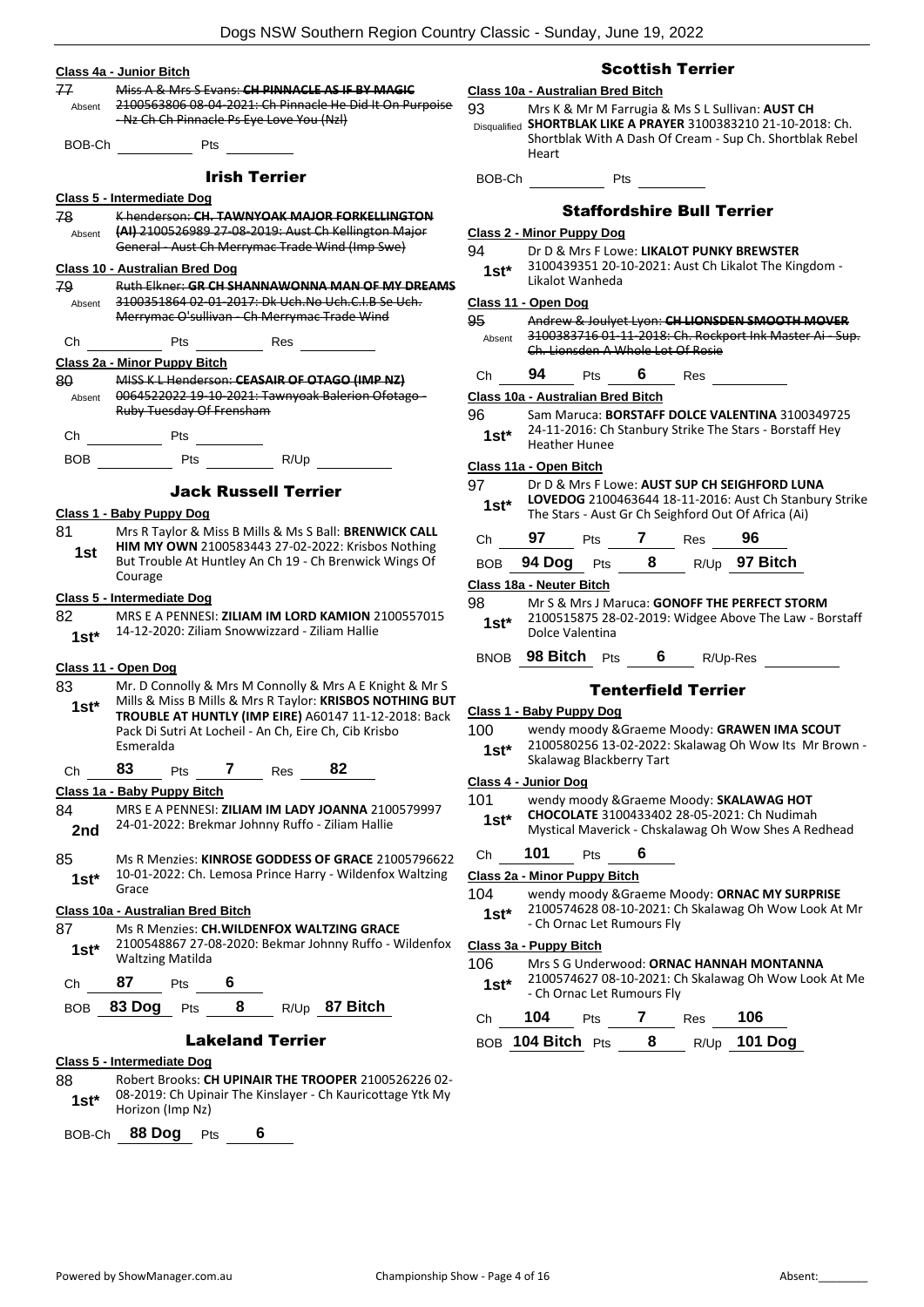#### Class 4a - Junior Bitch

77 Absent ~~Miss A & Mrs S Evans: **CH PINNACLE AS IF BY MAGIC** 2100563806 08-04-2021: Ch Pinnacle He Did It On Purpoise - Nz Ch Ch Pinnacle Ps Eye Love You (Nzl)~~

BOB-Ch ________ Pts ________

### Irish Terrier

#### Class 5 - Intermediate Dog

78 Absent ~~K henderson: **CH. TAWNYOAK MAJOR FORKELLINGTON (AI)** 2100526989 27-08-2019: Aust Ch Kellington Major General - Aust Ch Merrymac Trade Wind (Imp Swe)~~

#### Class 10 - Australian Bred Dog

79 Absent ~~Ruth Elkner: **GR CH SHANNAWONNA MAN OF MY DREAMS** 3100351864 02-01-2017: Dk Uch.No Uch.C.I.B Se Uch. Merrymac O'sullivan - Ch Merrymac Trade Wind~~

Ch ________ Pts ________ Res ________

#### Class 2a - Minor Puppy Bitch

80 Absent ~~MISS K L Henderson: **CEASAIR OF OTAGO (IMP NZ)** 0064522022 19-10-2021: Tawnyoak Balerion Ofotago - Ruby Tuesday Of Frensham~~

Ch ________ Pts ________

BOB ________ Pts ________ R/Up ________

### Jack Russell Terrier

#### Class 1 - Baby Puppy Dog

81 **1st** Mrs R Taylor & Miss B Mills & Ms S Ball: **BRENWICK CALL HIM MY OWN** 2100583443 27-02-2022: Krisbos Nothing But Trouble At Huntley An Ch 19 - Ch Brenwick Wings Of Courage

#### Class 5 - Intermediate Dog

82 **1st*** MRS E A PENNESI: **ZILIAM IM LORD KAMION** 2100557015 14-12-2020: Ziliam Snowwizzard - Ziliam Hallie

#### Class 11 - Open Dog

83 **1st*** Mr. D Connolly & Mrs M Connolly & Mrs A E Knight & Mr S Mills & Miss B Mills & Mrs R Taylor: **KRISBOS NOTHING BUT TROUBLE AT HUNTLY (IMP EIRE)** A60147 11-12-2018: Back Pack Di Sutri At Locheil - An Ch, Eire Ch, Cib Krisbo Esmeralda

Ch **83** Pts **7** Res **82**

#### Class 1a - Baby Puppy Bitch

84 **2nd** MRS E A PENNESI: **ZILIAM IM LADY JOANNA** 2100579997 24-01-2022: Brekmar Johnny Ruffo - Ziliam Hallie

85 **1st*** Ms R Menzies: **KINROSE GODDESS OF GRACE** 21005796622 10-01-2022: Ch. Lemosa Prince Harry - Wildenfox Waltzing Grace

#### Class 10a - Australian Bred Bitch

87 **1st*** Ms R Menzies: **CH.WILDENFOX WALTZING GRACE** 2100548867 27-08-2020: Bekmar Johnny Ruffo - Wildenfox Waltzing Matilda

Ch **87** Pts **6**

BOB **83 Dog** Pts **8** R/Up **87 Bitch**

### Lakeland Terrier

#### Class 5 - Intermediate Dog

88 **1st*** Robert Brooks: **CH UPINAIR THE TROOPER** 2100526226 02-08-2019: Ch Upinair The Kinslayer - Ch Kauricottage Ytk My Horizon (Imp Nz)

BOB-Ch **88 Dog** Pts **6**

### Scottish Terrier

#### Class 10a - Australian Bred Bitch

93 Disqualified Mrs K & Mr M Farrugia & Ms S L Sullivan: **AUST CH SHORTBLAK LIKE A PRAYER** 3100383210 21-10-2018: Ch. Shortblak With A Dash Of Cream - Sup Ch. Shortblak Rebel Heart

BOB-Ch ________ Pts ________

### Staffordshire Bull Terrier

#### Class 2 - Minor Puppy Dog

94 **1st*** Dr D & Mrs F Lowe: **LIKALOT PUNKY BREWSTER** 3100439351 20-10-2021: Aust Ch Likalot The Kingdom - Likalot Wanheda

#### Class 11 - Open Dog

95 Absent ~~Andrew & Joulyet Lyon: **CH LIONSDEN SMOOTH MOVER** 3100383716 01-11-2018: Ch. Rockport Ink Master Ai - Sup. Ch. Lionsden A Whole Lot Of Rosie~~

Ch **94** Pts **6** Res ________

#### Class 10a - Australian Bred Bitch

96 **1st*** Sam Maruca: **BORSTAFF DOLCE VALENTINA** 3100349725 24-11-2016: Ch Stanbury Strike The Stars - Borstaff Hey Heather Hunee

#### Class 11a - Open Bitch

97 **1st*** Dr D & Mrs F Lowe: **AUST SUP CH SEIGHFORD LUNA LOVEDOG** 2100463644 18-11-2016: Aust Ch Stanbury Strike The Stars - Aust Gr Ch Seighford Out Of Africa (Ai)

Ch **97** Pts **7** Res **96**

BOB **94 Dog** Pts **8** R/Up **97 Bitch**

#### Class 18a - Neuter Bitch

98 **1st*** Mr S & Mrs J Maruca: **GONOFF THE PERFECT STORM** 2100515875 28-02-2019: Widgee Above The Law - Borstaff Dolce Valentina

BNOB **98 Bitch** Pts **6** R/Up-Res ________

### Tenterfield Terrier

#### Class 1 - Baby Puppy Dog

100 **1st*** wendy moody &Graeme Moody: **GRAWEN IMA SCOUT** 2100580256 13-02-2022: Skalawag Oh Wow Its Mr Brown - Skalawag Blackberry Tart

#### Class 4 - Junior Dog

101 **1st*** wendy moody &Graeme Moody: **SKALAWAG HOT CHOCOLATE** 3100433402 28-05-2021: Ch Nudimah Mystical Maverick - Chskalawag Oh Wow Shes A Redhead

Ch **101** Pts **6**

#### Class 2a - Minor Puppy Bitch

104 **1st*** wendy moody &Graeme Moody: **ORNAC MY SURPRISE** 2100574628 08-10-2021: Ch Skalawag Oh Wow Look At Mr - Ch Ornac Let Rumours Fly

#### Class 3a - Puppy Bitch

106 **1st*** Mrs S G Underwood: **ORNAC HANNAH MONTANNA** 2100574627 08-10-2021: Ch Skalawag Oh Wow Look At Me - Ch Ornac Let Rumours Fly

Ch **104** Pts **7** Res **106**

BOB **104 Bitch** Pts **8** R/Up **101 Dog**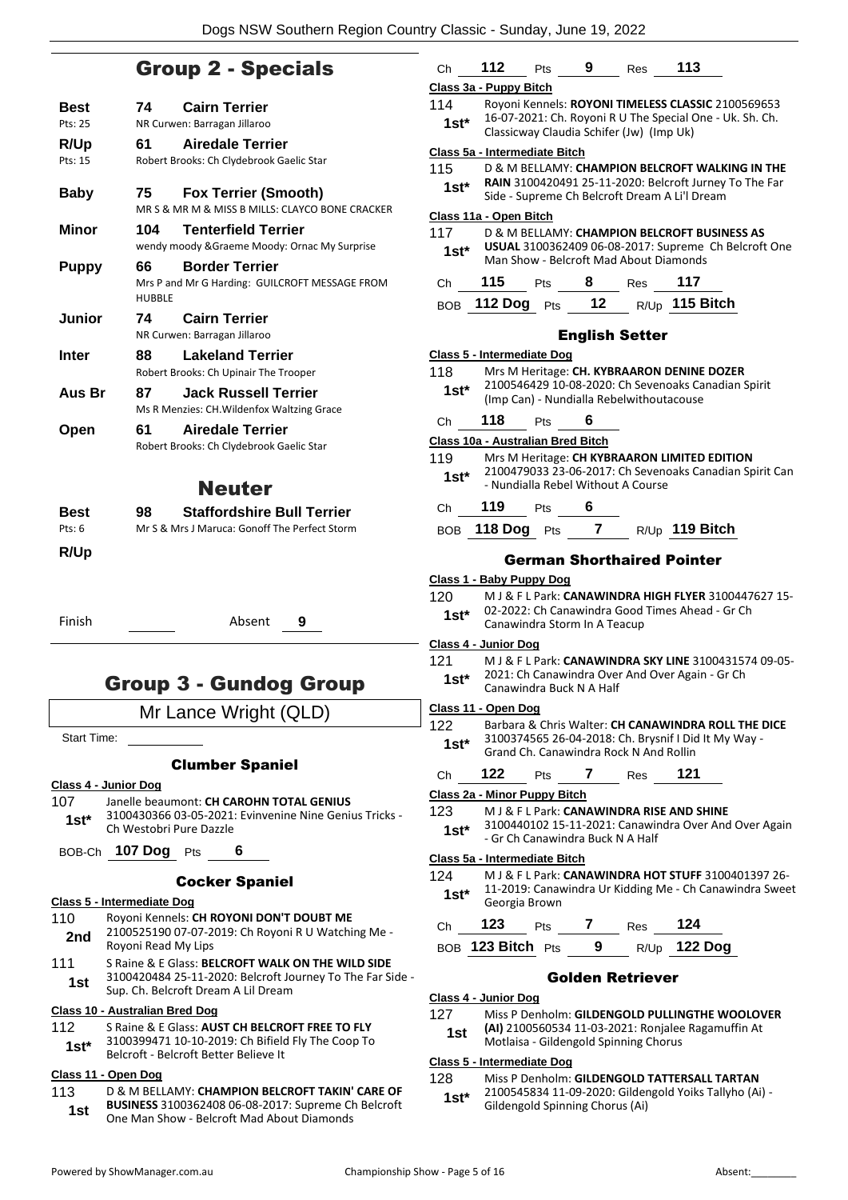## Group 2 - Specials

| | | |
|---|---|---|
| **Best** | **74** | **Cairn Terrier** |
| Pts: 25 | | NR Curwen: Barragan Jillaroo |
| **R/Up** | **61** | **Airedale Terrier** |
| Pts: 15 | | Robert Brooks: Ch Clydebrook Gaelic Star |
| **Baby** | **75** | **Fox Terrier (Smooth)** |
| | | MR S & MR M & MISS B MILLS: CLAYCO BONE CRACKER |
| **Minor** | **104** | **Tenterfield Terrier** |
| | | wendy moody &Graeme Moody: Ornac My Surprise |
| **Puppy** | **66** | **Border Terrier** |
| | | Mrs P and Mr G Harding: GUILCROFT MESSAGE FROM HUBBLE |
| **Junior** | **74** | **Cairn Terrier** |
| | | NR Curwen: Barragan Jillaroo |
| **Inter** | **88** | **Lakeland Terrier** |
| | | Robert Brooks: Ch Upinair The Trooper |
| **Aus Br** | **87** | **Jack Russell Terrier** |
| | | Ms R Menzies: CH.Wildenfox Waltzing Grace |
| **Open** | **61** | **Airedale Terrier** |
| | | Robert Brooks: Ch Clydebrook Gaelic Star |

## Neuter

| | | |
|---|---|---|
| **Best** | **98** | **Staffordshire Bull Terrier** |
| Pts: 6 | | Mr S & Mrs J Maruca: Gonoff The Perfect Storm |
| **R/Up** | | |

Finish ______ Absent **9**

# Group 3 - Gundog Group

Mr Lance Wright (QLD)

Start Time: ______

### Clumber Spaniel

**Class 4 - Junior Dog**

107 **1st*** Janelle beaumont: **CH CAROHN TOTAL GENIUS** 3100430366 03-05-2021: Evinvenine Nine Genius Tricks - Ch Westobri Pure Dazzle

BOB-Ch **107 Dog** Pts **6**

### Cocker Spaniel

**Class 5 - Intermediate Dog**

110 **2nd** Royoni Kennels: **CH ROYONI DON'T DOUBT ME** 2100525190 07-07-2019: Ch Royoni R U Watching Me - Royoni Read My Lips

111 **1st** S Raine & E Glass: **BELCROFT WALK ON THE WILD SIDE** 3100420484 25-11-2020: Belcroft Journey To The Far Side - Sup. Ch. Belcroft Dream A Lil Dream

**Class 10 - Australian Bred Dog**

112 **1st*** S Raine & E Glass: **AUST CH BELCROFT FREE TO FLY** 3100399471 10-10-2019: Ch Bifield Fly The Coop To Belcroft - Belcroft Better Believe It

**Class 11 - Open Dog**

113 **1st** D & M BELLAMY: **CHAMPION BELCROFT TAKIN' CARE OF BUSINESS** 3100362408 06-08-2017: Supreme Ch Belcroft One Man Show - Belcroft Mad About Diamonds

Ch **112** Pts **9** Res **113**

**Class 3a - Puppy Bitch**

114 **1st*** Royoni Kennels: **ROYONI TIMELESS CLASSIC** 2100569653 16-07-2021: Ch. Royoni R U The Special One - Uk. Sh. Ch. Classicway Claudia Schifer (Jw) (Imp Uk)

**Class 5a - Intermediate Bitch**

115 **1st*** D & M BELLAMY: **CHAMPION BELCROFT WALKING IN THE RAIN** 3100420491 25-11-2020: Belcroft Jurney To The Far Side - Supreme Ch Belcroft Dream A Li'l Dream

**Class 11a - Open Bitch**

117 **1st*** D & M BELLAMY: **CHAMPION BELCROFT BUSINESS AS USUAL** 3100362409 06-08-2017: Supreme Ch Belcroft One Man Show - Belcroft Mad About Diamonds

Ch **115** Pts **8** Res **117**

BOB **112 Dog** Pts **12** R/Up **115 Bitch**

### English Setter

**Class 5 - Intermediate Dog**

118 **1st*** Mrs M Heritage: **CH. KYBRAARON DENINE DOZER** 2100546429 10-08-2020: Ch Sevenoaks Canadian Spirit (Imp Can) - Nundialla Rebelwithoutacouse

Ch **118** Pts **6**

**Class 10a - Australian Bred Bitch**

119 **1st*** Mrs M Heritage: **CH KYBRAARON LIMITED EDITION** 2100479033 23-06-2017: Ch Sevenoaks Canadian Spirit Can - Nundialla Rebel Without A Course

Ch **119** Pts **6**

BOB **118 Dog** Pts **7** R/Up **119 Bitch**

### German Shorthaired Pointer

**Class 1 - Baby Puppy Dog**

120 **1st*** M J & F L Park: **CANAWINDRA HIGH FLYER** 3100447627 15-02-2022: Ch Canawindra Good Times Ahead - Gr Ch Canawindra Storm In A Teacup

**Class 4 - Junior Dog**

121 **1st*** M J & F L Park: **CANAWINDRA SKY LINE** 3100431574 09-05-2021: Ch Canawindra Over And Over Again - Gr Ch Canawindra Buck N A Half

**Class 11 - Open Dog**

122 **1st*** Barbara & Chris Walter: **CH CANAWINDRA ROLL THE DICE** 3100374565 26-04-2018: Ch. Brysnif I Did It My Way - Grand Ch. Canawindra Rock N And Rollin

Ch **122** Pts **7** Res **121**

**Class 2a - Minor Puppy Bitch**

123 **1st*** M J & F L Park: **CANAWINDRA RISE AND SHINE** 3100440102 15-11-2021: Canawindra Over And Over Again - Gr Ch Canawindra Buck N A Half

**Class 5a - Intermediate Bitch**

124 **1st*** M J & F L Park: **CANAWINDRA HOT STUFF** 3100401397 26-11-2019: Canawindra Ur Kidding Me - Ch Canawindra Sweet Georgia Brown

Ch **123** Pts **7** Res **124**

BOB **123 Bitch** Pts **9** R/Up **122 Dog**

### Golden Retriever

**Class 4 - Junior Dog**

127 **1st** Miss P Denholm: **GILDENGOLD PULLINGTHE WOOLOVER (AI)** 2100560534 11-03-2021: Ronjalee Ragamuffin At Motlaisa - Gildengold Spinning Chorus

**Class 5 - Intermediate Dog**

128 **1st*** Miss P Denholm: **GILDENGOLD TATTERSALL TARTAN** 2100545834 11-09-2020: Gildengold Yoiks Tallyho (Ai) - Gildengold Spinning Chorus (Ai)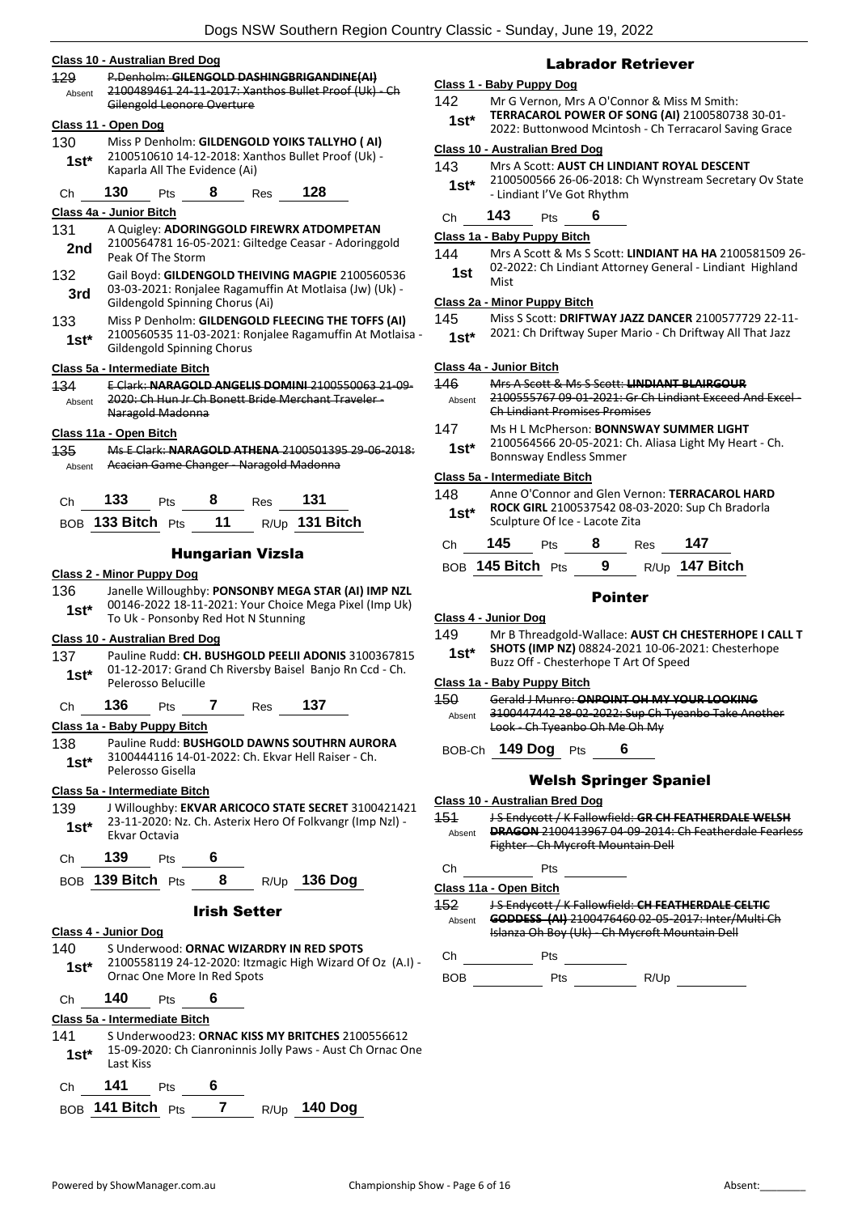### Class 10 - Australian Bred Dog

129 Absent ~~P.Denholm: **GILENGOLD DASHINGBRIGANDINE(AI)** 2100489461 24-11-2017: Xanthos Bullet Proof (Uk) - Ch Gilengold Leonore Overture~~

### Class 11 - Open Dog

130 **1st*** Miss P Denholm: **GILDENGOLD YOIKS TALLYHO ( AI)** 2100510610 14-12-2018: Xanthos Bullet Proof (Uk) - Kaparla All The Evidence (Ai)

Ch **130** Pts **8** Res **128**

### Class 4a - Junior Bitch

131 **2nd** A Quigley: **ADORINGGOLD FIREWRX ATDOMPETAN** 2100564781 16-05-2021: Giltedge Ceasar - Adoringgold Peak Of The Storm

132 **3rd** Gail Boyd: **GILDENGOLD THEIVING MAGPIE** 2100560536 03-03-2021: Ronjalee Ragamuffin At Motlaisa (Jw) (Uk) - Gildengold Spinning Chorus (Ai)

133 **1st*** Miss P Denholm: **GILDENGOLD FLEECING THE TOFFS (AI)** 2100560535 11-03-2021: Ronjalee Ragamuffin At Motlaisa - Gildengold Spinning Chorus

### Class 5a - Intermediate Bitch

134 Absent ~~E Clark: **NARAGOLD ANGELIS DOMINI** 2100550063 21-09-2020: Ch Hun Jr Ch Bonett Bride Merchant Traveler - Naragold Madonna~~

### Class 11a - Open Bitch

135 Absent ~~Ms E Clark: **NARAGOLD ATHENA** 2100501395 29-06-2018: Acacian Game Changer - Naragold Madonna~~

Ch **133** Pts **8** Res **131**

BOB **133 Bitch** Pts **11** R/Up **131 Bitch**

## Hungarian Vizsla

### Class 2 - Minor Puppy Dog

136 **1st*** Janelle Willoughby: **PONSONBY MEGA STAR (AI) IMP NZL** 00146-2022 18-11-2021: Your Choice Mega Pixel (Imp Uk) To Uk - Ponsonby Red Hot N Stunning

### Class 10 - Australian Bred Dog

137 **1st*** Pauline Rudd: **CH. BUSHGOLD PEELII ADONIS** 3100367815 01-12-2017: Grand Ch Riversby Baisel Banjo Rn Ccd - Ch. Pelerosso Belucille

Ch **136** Pts **7** Res **137**

### Class 1a - Baby Puppy Bitch

138 **1st*** Pauline Rudd: **BUSHGOLD DAWNS SOUTHRN AURORA** 3100444116 14-01-2022: Ch. Ekvar Hell Raiser - Ch. Pelerosso Gisella

### Class 5a - Intermediate Bitch

139 **1st*** J Willoughby: **EKVAR ARICOCO STATE SECRET** 3100421421 23-11-2020: Nz. Ch. Asterix Hero Of Folkvangr (Imp Nzl) - Ekvar Octavia

Ch **139** Pts **6**

BOB **139 Bitch** Pts **8** R/Up **136 Dog**

## Irish Setter

### Class 4 - Junior Dog

140 **1st*** S Underwood: **ORNAC WIZARDRY IN RED SPOTS** 2100558119 24-12-2020: Itzmagic High Wizard Of Oz (A.I) - Ornac One More In Red Spots

Ch **140** Pts **6**

### Class 5a - Intermediate Bitch

141 **1st*** S Underwood23: **ORNAC KISS MY BRITCHES** 2100556612 15-09-2020: Ch Cianroninnis Jolly Paws - Aust Ch Ornac One Last Kiss

Ch **141** Pts **6**

BOB **141 Bitch** Pts **7** R/Up **140 Dog**

## Labrador Retriever

### Class 1 - Baby Puppy Dog

142 **1st*** Mr G Vernon, Mrs A O'Connor & Miss M Smith: **TERRACAROL POWER OF SONG (AI)** 2100580738 30-01-2022: Buttonwood Mcintosh - Ch Terracarol Saving Grace

### Class 10 - Australian Bred Dog

143 **1st*** Mrs A Scott: **AUST CH LINDIANT ROYAL DESCENT** 2100500566 26-06-2018: Ch Wynstream Secretary Ov State - Lindiant I'Ve Got Rhythm

Ch **143** Pts **6**

### Class 1a - Baby Puppy Bitch

144 **1st** Mrs A Scott & Ms S Scott: **LINDIANT HA HA** 2100581509 26-02-2022: Ch Lindiant Attorney General - Lindiant Highland Mist

### Class 2a - Minor Puppy Bitch

145 **1st*** Miss S Scott: **DRIFTWAY JAZZ DANCER** 2100577729 22-11-2021: Ch Driftway Super Mario - Ch Driftway All That Jazz

### Class 4a - Junior Bitch

146 Absent ~~Mrs A Scott & Ms S Scott: **LINDIANT BLAIRGOUR** 2100555767 09-01-2021: Gr Ch Lindiant Exceed And Excel - Ch Lindiant Promises Promises~~

147 **1st*** Ms H L McPherson: **BONNSWAY SUMMER LIGHT** 2100564566 20-05-2021: Ch. Aliasa Light My Heart - Ch. Bonnsway Endless Smmer

### Class 5a - Intermediate Bitch

148 **1st*** Anne O'Connor and Glen Vernon: **TERRACAROL HARD ROCK GIRL** 2100537542 08-03-2020: Sup Ch Bradorla Sculpture Of Ice - Lacote Zita

Ch **145** Pts **8** Res **147**

BOB **145 Bitch** Pts **9** R/Up **147 Bitch**

## Pointer

### Class 4 - Junior Dog

149 **1st*** Mr B Threadgold-Wallace: **AUST CH CHESTERHOPE I CALL T SHOTS (IMP NZ)** 08824-2021 10-06-2021: Chesterhope Buzz Off - Chesterhope T Art Of Speed

### Class 1a - Baby Puppy Bitch

150 Absent ~~Gerald J Munro: **ONPOINT OH MY YOUR LOOKING** 3100447442 28-02-2022: Sup Ch Tyeanbo Take Another Look - Ch Tyeanbo Oh Me Oh My~~

BOB-Ch **149 Dog** Pts **6**

## Welsh Springer Spaniel

### Class 10 - Australian Bred Dog

151 Absent ~~J S Endycott / K Fallowfield: **GR CH FEATHERDALE WELSH DRAGON** 2100413967 04-09-2014: Ch Featherdale Fearless Fighter - Ch Mycroft Mountain Dell~~

Ch ______ Pts ______

### Class 11a - Open Bitch

152 Absent ~~J S Endycott / K Fallowfield: **CH FEATHERDALE CELTIC GODDESS (AI)** 2100476460 02-05-2017: Inter/Multi Ch Islanza Oh Boy (Uk) - Ch Mycroft Mountain Dell~~

Ch ______ Pts ______

BOB ______ Pts ______ R/Up ______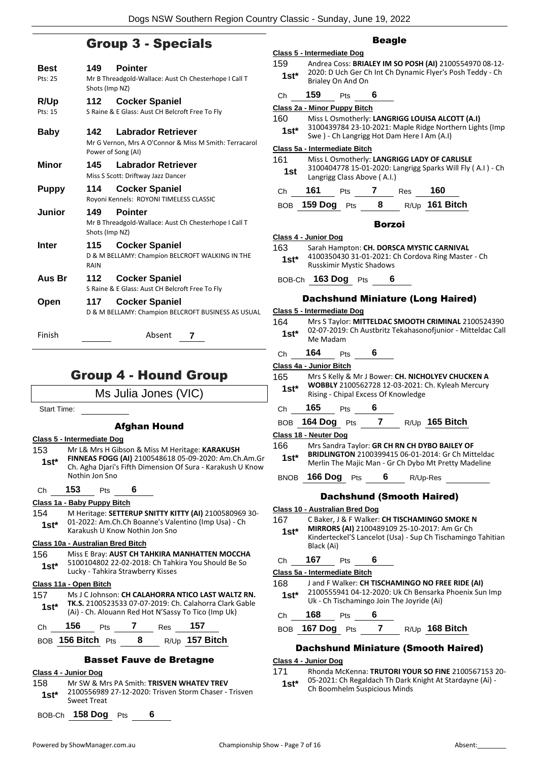## Group 3 - Specials

| | | |
|---|---|---|
| **Best** Pts: 25 | **149 Pointer** | Mr B Threadgold-Wallace: Aust Ch Chesterhope I Call T Shots (Imp NZ) |
| **R/Up** Pts: 15 | **112 Cocker Spaniel** | S Raine & E Glass: Aust CH Belcroft Free To Fly |
| **Baby** | **142 Labrador Retriever** | Mr G Vernon, Mrs A O'Connor & Miss M Smith: Terracarol Power of Song (AI) |
| **Minor** | **145 Labrador Retriever** | Miss S Scott: Driftway Jazz Dancer |
| **Puppy** | **114 Cocker Spaniel** | Royoni Kennels: ROYONI TIMELESS CLASSIC |
| **Junior** | **149 Pointer** | Mr B Threadgold-Wallace: Aust Ch Chesterhope I Call T Shots (Imp NZ) |
| **Inter** | **115 Cocker Spaniel** | D & M BELLAMY: Champion BELCROFT WALKING IN THE RAIN |
| **Aus Br** | **112 Cocker Spaniel** | S Raine & E Glass: Aust CH Belcroft Free To Fly |
| **Open** | **117 Cocker Spaniel** | D & M BELLAMY: Champion BELCROFT BUSINESS AS USUAL |

Finish ______ Absent **7**

## Group 4 - Hound Group

Ms Julia Jones (VIC)

Start Time: ______

### Afghan Hound

**Class 5 - Intermediate Dog**

153 **1st*** Mr L& Mrs H Gibson & Miss M Heritage: **KARAKUSH FINNEAS FOGG (AI)** 2100548618 05-09-2020: Am.Ch.Am.Gr Ch. Agha Djari's Fifth Dimension Of Sura - Karakush U Know Nothin Jon Sno

Ch **153** Pts **6**

**Class 1a - Baby Puppy Bitch**

154 **1st*** M Heritage: **SETTERUP SNITTY KITTY (AI)** 2100580969 30-01-2022: Am.Ch.Ch Boanne's Valentino (Imp Usa) - Ch Karakush U Know Nothin Jon Sno

**Class 10a - Australian Bred Bitch**

156 **1st*** Miss E Bray: **AUST CH TAHKIRA MANHATTEN MOCCHA** 5100104802 22-02-2018: Ch Tahkira You Should Be So Lucky - Tahkira Strawberry Kisses

**Class 11a - Open Bitch**

157 **1st*** Ms J C Johnson: **CH CALAHORRA NTICO LAST WALTZ RN. TK.S.** 2100523533 07-07-2019: Ch. Calahorra Clark Gable (Ai) - Ch. Alouann Red Hot N'Sassy To Tico (Imp Uk)

Ch **156** Pts **7** Res **157**

BOB **156 Bitch** Pts **8** R/Up **157 Bitch**

### Basset Fauve de Bretagne

**Class 4 - Junior Dog**

158 **1st*** Mr SW & Mrs PA Smith: **TRISVEN WHATEV TREV** 2100556989 27-12-2020: Trisven Storm Chaser - Trisven Sweet Treat

BOB-Ch **158 Dog** Pts **6**

### Beagle

**Class 5 - Intermediate Dog**

159 **1st*** Andrea Coss: **BRIALEY IM SO POSH (AI)** 2100554970 08-12-2020: D Uch Ger Ch Int Ch Dynamic Flyer's Posh Teddy - Ch Brialey On And On

Ch **159** Pts **6**

**Class 2a - Minor Puppy Bitch**

160 **1st*** Miss L Osmotherly: **LANGRIGG LOUISA ALCOTT (A.I)** 3100439784 23-10-2021: Maple Ridge Northern Lights (Imp Swe ) - Ch Langrigg Hot Dam Here I Am (A.I)

**Class 5a - Intermediate Bitch**

161 **1st** Miss L Osmotherly: **LANGRIGG LADY OF CARLISLE** 3100404778 15-01-2020: Langrigg Sparks Will Fly ( A.I ) - Ch Langrigg Class Above ( A.I.)

Ch **161** Pts **7** Res **160**

BOB **159 Dog** Pts **8** R/Up **161 Bitch**

### Borzoi

**Class 4 - Junior Dog**

163 **1st*** Sarah Hampton: **CH. DORSCA MYSTIC CARNIVAL** 4100350430 31-01-2021: Ch Cordova Ring Master - Ch Russkimir Mystic Shadows

BOB-Ch **163 Dog** Pts **6**

### Dachshund Miniature (Long Haired)

**Class 5 - Intermediate Dog**

164 **1st*** Mrs S Taylor: **MITTELDAC SMOOTH CRIMINAL** 2100524390 02-07-2019: Ch Austbritz Tekahasonofjunior - Mitteldac Call Me Madam

Ch **164** Pts **6**

**Class 4a - Junior Bitch**

165 **1st*** Mrs S Kelly & Mr J Bower: **CH. NICHOLYEV CHUCKEN A WOBBLY** 2100562728 12-03-2021: Ch. Kyleah Mercury Rising - Chipal Excess Of Knowledge

Ch **165** Pts **6**

BOB **164 Dog** Pts **7** R/Up **165 Bitch**

**Class 18 - Neuter Dog**

166 **1st*** Mrs Sandra Taylor: **GR CH RN CH DYBO BAILEY OF BRIDLINGTON** 2100399415 06-01-2014: Gr Ch Mitteldac Merlin The Majic Man - Gr Ch Dybo Mt Pretty Madeline

BNOB **166 Dog** Pts **6** R/Up-Res ______

### Dachshund (Smooth Haired)

**Class 10 - Australian Bred Dog**

167 **1st*** C Baker, J & F Walker: **CH TISCHAMINGO SMOKE N MIRRORS (AI)** 2100489109 25-10-2017: Am Gr Ch Kinderteckel'S Lancelot (Usa) - Sup Ch Tischamingo Tahitian Black (Ai)

Ch **167** Pts **6**

**Class 5a - Intermediate Bitch**

168 **1st*** J and F Walker: **CH TISCHAMINGO NO FREE RIDE (AI)** 2100555941 04-12-2020: Uk Ch Bensarka Phoenix Sun Imp Uk - Ch Tischamingo Join The Joyride (Ai)

Ch **168** Pts **6**

BOB **167 Dog** Pts **7** R/Up **168 Bitch**

### Dachshund Miniature (Smooth Haired)

**Class 4 - Junior Dog**

171 **1st*** Rhonda McKenna: **TRUTORI YOUR SO FINE** 2100567153 20-05-2021: Ch Regaldach Th Dark Knight At Stardayne (Ai) - Ch Boomhelm Suspicious Minds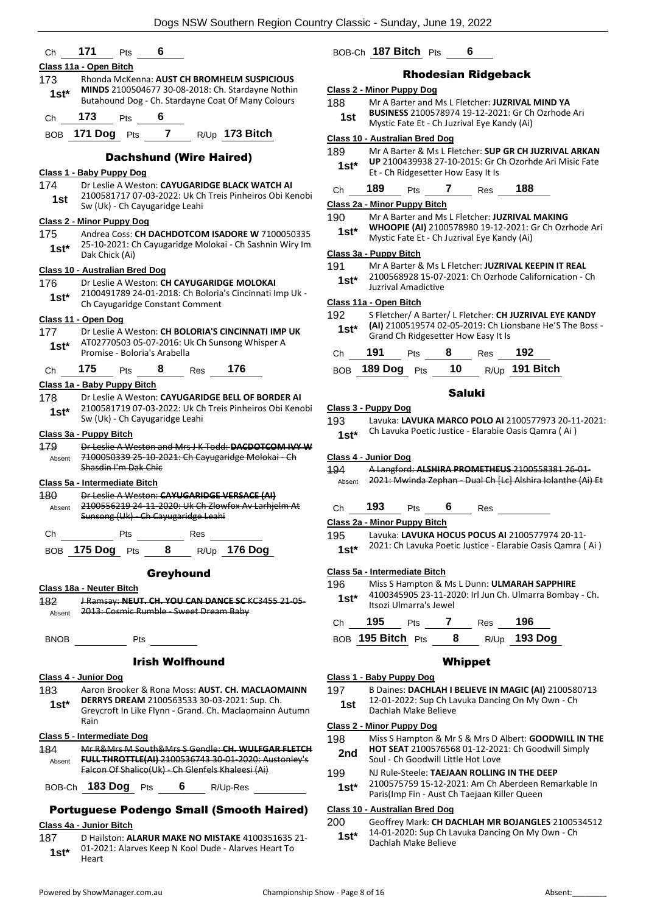Ch **171** Pts **6**

**Class 11a - Open Bitch**

173 — 1st* — Rhonda McKenna: **AUST CH BROMHELM SUSPICIOUS MINDS** 2100504677 30-08-2018: Ch. Stardayne Nothin Butahound Dog - Ch. Stardayne Coat Of Many Colours

Ch **173** Pts **6**

BOB **171 Dog** Pts **7** R/Up **173 Bitch**

## Dachshund (Wire Haired)

**Class 1 - Baby Puppy Dog**

174 — 1st — Dr Leslie A Weston: **CAYUGARIDGE BLACK WATCH AI** 2100581717 07-03-2022: Uk Ch Treis Pinheiros Obi Kenobi Sw (Uk) - Ch Cayugaridge Leahi

**Class 2 - Minor Puppy Dog**

175 — 1st* — Andrea Coss: **CH DACHDOTCOM ISADORE W** 7100050335 25-10-2021: Ch Cayugaridge Molokai - Ch Sashnin Wiry Im Dak Chick (Ai)

**Class 10 - Australian Bred Dog**

176 — 1st* — Dr Leslie A Weston: **CH CAYUGARIDGE MOLOKAI** 2100491789 24-01-2018: Ch Boloria's Cincinnati Imp Uk - Ch Cayugaridge Constant Comment

**Class 11 - Open Dog**

177 — 1st* — Dr Leslie A Weston: **CH BOLORIA'S CINCINNATI IMP UK** AT02770503 05-07-2016: Uk Ch Sunsong Whisper A Promise - Boloria's Arabella

Ch **175** Pts **8** Res **176**

**Class 1a - Baby Puppy Bitch**

178 — 1st* — Dr Leslie A Weston: **CAYUGARIDGE BELL OF BORDER AI** 2100581719 07-03-2022: Uk Ch Treis Pinheiros Obi Kenobi Sw (Uk) - Ch Cayugaridge Leahi

**Class 3a - Puppy Bitch**

179 — Absent — ~~Dr Leslie A Weston and Mrs J K Todd: **DACDOTCOM IVY W** 7100050339 25-10-2021: Ch Cayugaridge Molokai - Ch Shasdin I'm Dak Chic~~

**Class 5a - Intermediate Bitch**

180 — Absent — ~~Dr Leslie A Weston: **CAYUGARIDGE VERSACE (AI)** 2100556219 24-11-2020: Uk Ch Zlowfox Av Larhjelm At Sunsong (Uk) - Ch Cayugaridge Leahi~~

Ch Pts Res

BOB **175 Dog** Pts **8** R/Up **176 Dog**

## Greyhound

**Class 18a - Neuter Bitch**

182 — Absent — ~~J Ramsay: **NEUT. CH. YOU CAN DANCE SC** KC3455 21-05-2013: Cosmic Rumble - Sweet Dream Baby~~

BNOB Pts

## Irish Wolfhound

**Class 4 - Junior Dog**

183 — 1st* — Aaron Brooker & Rona Moss: **AUST. CH. MACLAOMAINN DERRYS DREAM** 2100563533 30-03-2021: Sup. Ch. Greycroft In Like Flynn - Grand. Ch. Maclaomainn Autumn Rain

**Class 5 - Intermediate Dog**

184 — Absent — ~~Mr R&Mrs M South&Mrs S Gendle: **CH. WULFGAR FLETCH FULL THROTTLE(AI)** 2100536743 30-01-2020: Austonley's Falcon Of Shalico(Uk) - Ch Glenfels Khaleesi (Ai)~~

BOB-Ch **183 Dog** Pts **6** R/Up-Res

## Portuguese Podengo Small (Smooth Haired)

**Class 4a - Junior Bitch**

187 — 1st* — D Hailston: **ALARUR MAKE NO MISTAKE** 4100351635 21-01-2021: Alarves Keep N Kool Dude - Alarves Heart To Heart

BOB-Ch **187 Bitch** Pts **6**

## Rhodesian Ridgeback

**Class 2 - Minor Puppy Dog**

188 — 1st — Mr A Barter and Ms L Fletcher: **JUZRIVAL MIND YA BUSINESS** 2100578974 19-12-2021: Gr Ch Ozrhode Ari Mystic Fate Et - Ch Juzrival Eye Kandy (Ai)

**Class 10 - Australian Bred Dog**

189 — 1st* — Mr A Barter & Ms L Fletcher: **SUP GR CH JUZRIVAL ARKAN UP** 2100439938 27-10-2015: Gr Ch Ozorhde Ari Misic Fate Et - Ch Ridgesetter How Easy It Is

Ch **189** Pts **7** Res **188**

**Class 2a - Minor Puppy Bitch**

190 — 1st* — Mr A Barter and Ms L Fletcher: **JUZRIVAL MAKING WHOOPIE (AI)** 2100578980 19-12-2021: Gr Ch Ozrhode Ari Mystic Fate Et - Ch Juzrival Eye Kandy (Ai)

**Class 3a - Puppy Bitch**

191 — 1st* — Mr A Barter & Ms L Fletcher: **JUZRIVAL KEEPIN IT REAL** 2100568928 15-07-2021: Ch Ozrhode Californication - Ch Juzrival Amadictive

**Class 11a - Open Bitch**

192 — 1st* — S Fletcher/ A Barter/ L Fletcher: **CH JUZRIVAL EYE KANDY (AI)** 2100519574 02-05-2019: Ch Lionsbane He'S The Boss - Grand Ch Ridgesetter How Easy It Is

Ch **191** Pts **8** Res **192**

BOB **189 Dog** Pts **10** R/Up **191 Bitch**

## Saluki

**Class 3 - Puppy Dog**

193 — 1st* — Lavuka: **LAVUKA MARCO POLO AI** 2100577973 20-11-2021: Ch Lavuka Poetic Justice - Elarabie Oasis Qamra ( Ai )

**Class 4 - Junior Dog**

194 — Absent — ~~A Langford: **ALSHIRA PROMETHEUS** 2100558381 26-01-2021: Mwinda Zephan - Dual Ch [Lc] Alshira Iolanthe (Ai) Et~~

Ch **193** Pts **6** Res

**Class 2a - Minor Puppy Bitch**

195 — 1st* — Lavuka: **LAVUKA HOCUS POCUS AI** 2100577974 20-11-2021: Ch Lavuka Poetic Justice - Elarabie Oasis Qamra ( Ai )

**Class 5a - Intermediate Bitch**

196 — 1st* — Miss S Hampton & Ms L Dunn: **ULMARAH SAPPHIRE** 4100345905 23-11-2020: Irl Jun Ch. Ulmarra Bombay - Ch. Itsozi Ulmarra's Jewel

Ch **195** Pts **7** Res **196**

BOB **195 Bitch** Pts **8** R/Up **193 Dog**

## Whippet

**Class 1 - Baby Puppy Dog**

197 — 1st — B Daines: **DACHLAH I BELIEVE IN MAGIC (AI)** 2100580713 12-01-2022: Sup Ch Lavuka Dancing On My Own - Ch Dachlah Make Believe

**Class 2 - Minor Puppy Dog**

198 — 2nd — Miss S Hampton & Mr S & Mrs D Albert: **GOODWILL IN THE HOT SEAT** 2100576568 01-12-2021: Ch Goodwill Simply Soul - Ch Goodwill Little Hot Love

199 — 1st* — NJ Rule-Steele: **TAEJAAN ROLLING IN THE DEEP** 2100575759 15-12-2021: Am Ch Aberdeen Remarkable In Paris(Imp Fin - Aust Ch Taejaan Killer Queen

**Class 10 - Australian Bred Dog**

200 — 1st* — Geoffrey Mark: **CH DACHLAH MR BOJANGLES** 2100534512 14-01-2020: Sup Ch Lavuka Dancing On My Own - Ch Dachlah Make Believe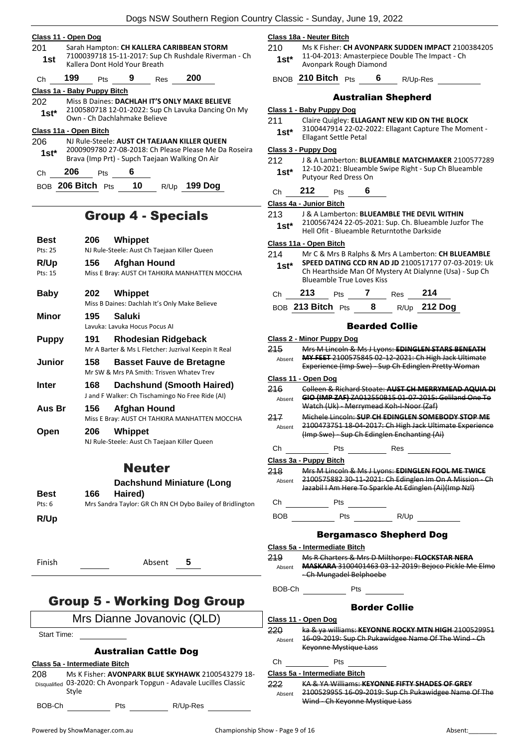**Class 11 - Open Dog**

201 — 1st — Sarah Hampton: **CH KALLERA CARIBBEAN STORM** 7100039718 15-11-2017: Sup Ch Rushdale Riverman - Ch Kallera Dont Hold Your Breath

Ch 199 Pts 9 Res 200

**Class 1a - Baby Puppy Bitch**

202 — 1st* — Miss B Daines: **DACHLAH IT'S ONLY MAKE BELIEVE** 2100580718 12-01-2022: Sup Ch Lavuka Dancing On My Own - Ch Dachlahmake Believe

**Class 11a - Open Bitch**

206 — 1st* — NJ Rule-Steele: **AUST CH TAEJAAN KILLER QUEEN** 2000909780 27-08-2018: Ch Please Please Me Da Roseira Brava (Imp Prt) - Supch Taejaan Walking On Air

Ch 206 Pts 6

BOB 206 Bitch Pts 10 R/Up 199 Dog

# Group 4 - Specials

| | | |
|---|---|---|
| **Best** Pts: 25 | 206 | **Whippet** NJ Rule-Steele: Aust Ch Taejaan Killer Queen |
| **R/Up** Pts: 15 | 156 | **Afghan Hound** Miss E Bray: AUST CH TAHKIRA MANHATTEN MOCCHA |
| **Baby** | 202 | **Whippet** Miss B Daines: Dachlah It's Only Make Believe |
| **Minor** | 195 | **Saluki** Lavuka: Lavuka Hocus Pocus AI |
| **Puppy** | 191 | **Rhodesian Ridgeback** Mr A Barter & Ms L Fletcher: Juzrival Keepin It Real |
| **Junior** | 158 | **Basset Fauve de Bretagne** Mr SW & Mrs PA Smith: Trisven Whatev Trev |
| **Inter** | 168 | **Dachshund (Smooth Haired)** J and F Walker: Ch Tischamingo No Free Ride (AI) |
| **Aus Br** | 156 | **Afghan Hound** Miss E Bray: AUST CH TAHKIRA MANHATTEN MOCCHA |
| **Open** | 206 | **Whippet** NJ Rule-Steele: Aust Ch Taejaan Killer Queen |

# Neuter

| | | |
|---|---|---|
| **Best** Pts: 6 | 166 | **Dachshund Miniature (Long Haired)** Mrs Sandra Taylor: GR Ch RN CH Dybo Bailey of Bridlington |
| **R/Up** | | |

Finish ______ Absent 5

# Group 5 - Working Dog Group

Mrs Dianne Jovanovic (QLD)

Start Time: ______

### Australian Cattle Dog

**Class 5a - Intermediate Bitch**

208 — Disqualified — Ms K Fisher: **AVONPARK BLUE SKYHAWK** 2100543279 18-03-2020: Ch Avonpark Topgun - Adavale Lucilles Classic Style

BOB-Ch ______ Pts ______ R/Up-Res ______

**Class 18a - Neuter Bitch**

210 — 1st* — Ms K Fisher: **CH AVONPARK SUDDEN IMPACT** 2100384205 11-04-2013: Amasterpiece Double The Impact - Ch Avonpark Rough Diamond

BNOB 210 Bitch Pts 6 R/Up-Res ______

### Australian Shepherd

**Class 1 - Baby Puppy Dog**

211 — 1st* — Claire Quigley: **ELLAGANT NEW KID ON THE BLOCK** 3100447914 22-02-2022: Ellagant Capture The Moment - Ellagant Settle Petal

**Class 3 - Puppy Dog**

212 — 1st* — J & A Lamberton: **BLUEAMBLE MATCHMAKER** 2100577289 12-10-2021: Blueamble Swipe Right - Sup Ch Blueamble Putyour Red Dress On

Ch 212 Pts 6

**Class 4a - Junior Bitch**

213 — 1st* — J & A Lamberton: **BLUEAMBLE THE DEVIL WITHIN** 2100567424 22-05-2021: Sup. Ch. Blueamble Juzfor The Hell Ofit - Blueamble Returntothe Darkside

**Class 11a - Open Bitch**

214 — 1st* — Mr C & Mrs B Ralphs & Mrs A Lamberton: **CH BLUEAMBLE SPEED DATING CCD RN AD JD** 2100517177 07-03-2019: Uk Ch Hearthside Man Of Mystery At Dialynne (Usa) - Sup Ch Blueamble True Loves Kiss

Ch 213 Pts 7 Res 214

BOB 213 Bitch Pts 8 R/Up 212 Dog

### Bearded Collie

**Class 2 - Minor Puppy Dog**

215 — Absent — ~~Mrs M Lincoln & Ms J Lyons: **EDINGLEN STARS BENEATH MY FEET** 2100575845 02-12-2021: Ch High Jack Ultimate Experience (Imp Swe) - Sup Ch Edinglen Pretty Woman~~

**Class 11 - Open Dog**

216 — Absent — ~~Colleen & Richard Stoate: **AUST CH MERRYMEAD AQUIA DI GIO (IMP ZAF)** ZA012550B15 01-07-2015: Geliland One To Watch (Uk) - Merrymead Koh-I-Noor (Zaf)~~

217 — Absent — ~~Michele Lincoln: **SUP CH EDINGLEN SOMEBODY STOP ME** 2100473751 18-04-2017: Ch High Jack Ultimate Experience (Imp Swe) - Sup Ch Edinglen Enchanting (Ai)~~

Ch ______ Pts ______ Res ______

**Class 3a - Puppy Bitch**

218 — Absent — ~~Mrs M Lincoln & Ms J Lyons: **EDINGLEN FOOL ME TWICE** 2100575882 30-11-2021: Ch Edinglen Im On A Mission - Ch Jazabil I Am Here To Sparkle At Edinglen (Ai)(Imp Nzl)~~

Ch ______ Pts ______

BOB ______ Pts ______ R/Up ______

### Bergamasco Shepherd Dog

**Class 5a - Intermediate Bitch**

219 — Absent — ~~Ms R Charters & Mrs D Milthorpe: **FLOCKSTAR NERA MASKARA** 3100401463 03-12-2019: Bejoco Pickle Me Elmo - Ch Mungadel Belphoebe~~

BOB-Ch ______ Pts ______

### Border Collie

**Class 11 - Open Dog**

220 — Absent — ~~ka & ya williams: **KEYONNE ROCKY MTN HIGH** 2100529951 16-09-2019: Sup Ch Pukawidgee Name Of The Wind - Ch Keyonne Mystique Lass~~

Ch ______ Pts ______

**Class 5a - Intermediate Bitch**

222 — Absent — ~~KA & YA Williams: **KEYONNE FIFTY SHADES OF GREY** 2100529955 16-09-2019: Sup Ch Pukawidgee Name Of The Wind - Ch Keyonne Mystique Lass~~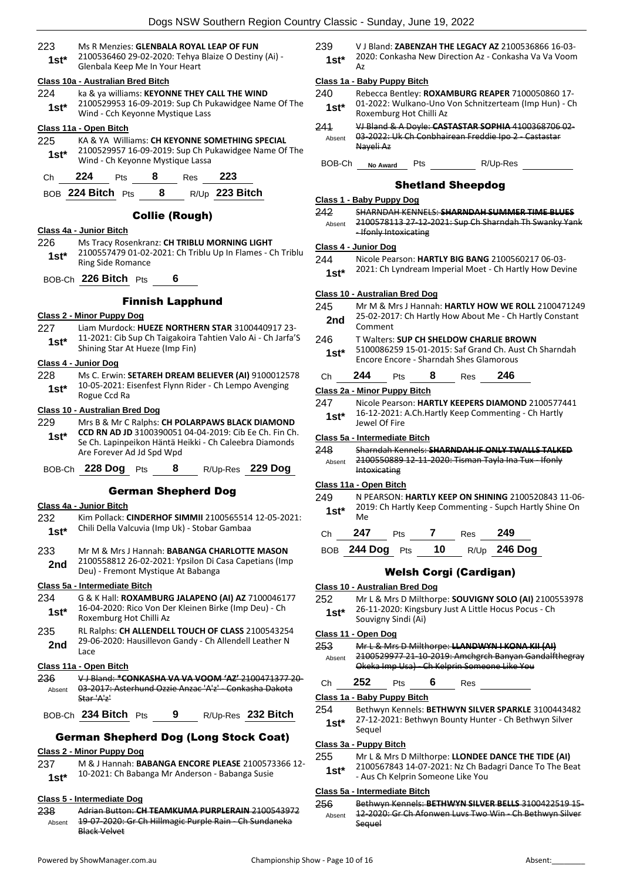223 Ms R Menzies: **GLENBALA ROYAL LEAP OF FUN**
**1st*** 2100536460 29-02-2020: Tehya Blaize O Destiny (Ai) - Glenbala Keep Me In Your Heart

**Class 10a - Australian Bred Bitch**

224 ka & ya williams: **KEYONNE THEY CALL THE WIND**
**1st*** 2100529953 16-09-2019: Sup Ch Pukawidgee Name Of The Wind - Cch Keyonne Mystique Lass

**Class 11a - Open Bitch**

225 KA & YA Williams: **CH KEYONNE SOMETHING SPECIAL**
**1st*** 2100529957 16-09-2019: Sup Ch Pukawidgee Name Of The Wind - Ch Keyonne Mystique Lassa

Ch **224** Pts **8** Res **223**

BOB **224 Bitch** Pts **8** R/Up **223 Bitch**

## Collie (Rough)

**Class 4a - Junior Bitch**

226 Ms Tracy Rosenkranz: **CH TRIBLU MORNING LIGHT**
**1st*** 2100557479 01-02-2021: Ch Triblu Up In Flames - Ch Triblu Ring Side Romance

BOB-Ch **226 Bitch** Pts **6**

## Finnish Lapphund

**Class 2 - Minor Puppy Dog**

227 Liam Murdock: **HUEZE NORTHERN STAR** 3100440917 23-11-2021: Cib Sup Ch Taigakoira Tahtien Valo Ai - Ch Jarfa'S Shining Star At Hueze (Imp Fin)
**1st***

**Class 4 - Junior Dog**

228 Ms C. Erwin: **SETAREH DREAM BELIEVER (AI)** 9100012578 10-05-2021: Eisenfest Flynn Rider - Ch Lempo Avenging Rogue Ccd Ra
**1st***

**Class 10 - Australian Bred Dog**

229 Mrs B & Mr C Ralphs: **CH POLARPAWS BLACK DIAMOND CCD RN AD JD** 3100390051 04-04-2019: Cib Ee Ch. Fin Ch. Se Ch. Lapinpeikon Häntä Heikki - Ch Caleebra Diamonds Are Forever Ad Jd Spd Wpd
**1st***

BOB-Ch **228 Dog** Pts **8** R/Up-Res **229 Dog**

## German Shepherd Dog

**Class 4a - Junior Bitch**

232 Kim Pollack: **CINDERHOF SIMMII** 2100565514 12-05-2021: Chili Della Valcuvia (Imp Uk) - Stobar Gambaa
**1st***

233 Mr M & Mrs J Hannah: **BABANGA CHARLOTTE MASON**
**2nd** 2100558812 26-02-2021: Ypsilon Di Casa Capetians (Imp Deu) - Fremont Mystique At Babanga

**Class 5a - Intermediate Bitch**

234 G & K Hall: **ROXAMBURG JALAPENO (AI) AZ** 7100046177
**1st*** 16-04-2020: Rico Von Der Kleinen Birke (Imp Deu) - Ch Roxemburg Hot Chilli Az

235 RL Ralphs: **CH ALLENDELL TOUCH OF CLASS** 2100543254
**2nd** 29-06-2020: Hausillevon Gandy - Ch Allendell Leather N Lace

**Class 11a - Open Bitch**

~~236 V J Bland: **\*CONKASHA VA VA VOOM 'AZ'** 2100471377 20-03-2017: Asterhund Ozzie Anzac 'A'z' - Conkasha Dakota Star 'A'z'~~ Absent

BOB-Ch **234 Bitch** Pts **9** R/Up-Res **232 Bitch**

## German Shepherd Dog (Long Stock Coat)

**Class 2 - Minor Puppy Dog**

237 M & J Hannah: **BABANGA ENCORE PLEASE** 2100573366 12-10-2021: Ch Babanga Mr Anderson - Babanga Susie
**1st***

**Class 5 - Intermediate Dog**

~~238 Adrian Button: **CH TEAMKUMA PURPLERAIN** 2100543972 19-07-2020: Gr Ch Hillmagic Purple Rain - Ch Sundaneka Black Velvet~~ Absent

239 V J Bland: **ZABENZAH THE LEGACY AZ** 2100536866 16-03-2020: Conkasha New Direction Az - Conkasha Va Va Voom Az
**1st***

**Class 1a - Baby Puppy Bitch**

240 Rebecca Bentley: **ROXAMBURG REAPER** 7100050860 17-01-2022: Wulkano-Uno Von Schnitzerteam (Imp Hun) - Ch Roxemburg Hot Chilli Az
**1st***

~~241 VJ Bland & A Doyle: **CASTASTAR SOPHIA** 4100368706 02-03-2022: Uk Ch Conbhairean Freddie Ipo 2 - Castastar Nayeli Az~~ Absent

BOB-Ch **No Award** Pts R/Up-Res

## Shetland Sheepdog

**Class 1 - Baby Puppy Dog**

~~242 SHARNDAH KENNELS: **SHARNDAH SUMMER TIME BLUES** 2100578113 27-12-2021: Sup Ch Sharndah Th Swanky Yank - Ifonly Intoxicating~~ Absent

**Class 4 - Junior Dog**

244 Nicole Pearson: **HARTLY BIG BANG** 2100560217 06-03-2021: Ch Lyndream Imperial Moet - Ch Hartly How Devine
**1st***

**Class 10 - Australian Bred Dog**

245 Mr M & Mrs J Hannah: **HARTLY HOW WE ROLL** 2100471249 25-02-2017: Ch Hartly How About Me - Ch Hartly Constant Comment
**2nd**

246 T Walters: **SUP CH SHELDOW CHARLIE BROWN**
**1st*** 5100086259 15-01-2015: Saf Grand Ch. Aust Ch Sharndah Encore Encore - Sharndah Shes Glamorous

Ch **244** Pts **8** Res **246**

**Class 2a - Minor Puppy Bitch**

247 Nicole Pearson: **HARTLY KEEPERS DIAMOND** 2100577441 16-12-2021: A.Ch.Hartly Keep Commenting - Ch Hartly Jewel Of Fire
**1st***

**Class 5a - Intermediate Bitch**

~~248 Sharndah Kennels: **SHARNDAH IF ONLY TWALLS TALKED** 2100550889 12-11-2020: Tisman Tayla Ina Tux - Ifonly Intoxicating~~ Absent

**Class 11a - Open Bitch**

249 N PEARSON: **HARTLY KEEP ON SHINING** 2100520843 11-06-2019: Ch Hartly Keep Commenting - Supch Hartly Shine On Me
**1st***

Ch **247** Pts **7** Res **249**

BOB **244 Dog** Pts **10** R/Up **246 Dog**

## Welsh Corgi (Cardigan)

**Class 10 - Australian Bred Dog**

252 Mr L & Mrs D Milthorpe: **SOUVIGNY SOLO (AI)** 2100553978 26-11-2020: Kingsbury Just A Little Hocus Pocus - Ch Souvigny Sindi (Ai)
**1st***

**Class 11 - Open Dog**

~~253 Mr L & Mrs D Milthorpe: **LLANDWYN I KONA KII (AI)** 2100529977 21-10-2019: Amchgrch Banyan Gandalfthegray Okeka Imp Usa) - Ch Kelprin Someone Like You~~ Absent

Ch **252** Pts **6** Res

**Class 1a - Baby Puppy Bitch**

254 Bethwyn Kennels: **BETHWYN SILVER SPARKLE** 3100443482 27-12-2021: Bethwyn Bounty Hunter - Ch Bethwyn Silver Sequel
**1st***

**Class 3a - Puppy Bitch**

255 Mr L & Mrs D Milthorpe: **LLONDEE DANCE THE TIDE (AI)**
**1st*** 2100567843 14-07-2021: Nz Ch Badagri Dance To The Beat - Aus Ch Kelprin Someone Like You

**Class 5a - Intermediate Bitch**

~~256 Bethwyn Kennels: **BETHWYN SILVER BELLS** 3100422519 15-12-2020: Gr Ch Afonwen Luvs Two Win - Ch Bethwyn Silver Sequel~~ Absent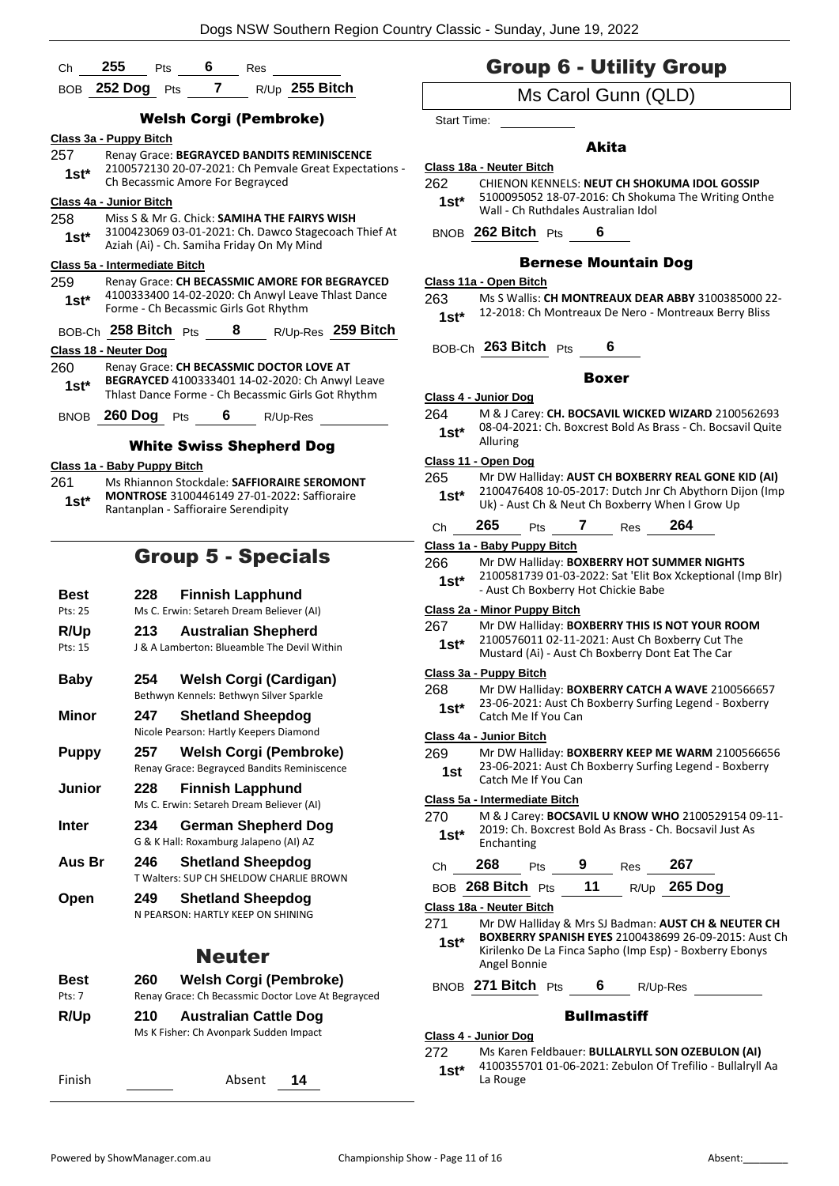Ch **255** Pts **6** Res

BOB **252 Dog** Pts **7** R/Up **255 Bitch**

### Welsh Corgi (Pembroke)

**Class 3a - Puppy Bitch**

257 Renay Grace: **BEGRAYCED BANDITS REMINISCENCE** 2100572130 20-07-2021: Ch Pemvale Great Expectations - Ch Becassmic Amore For Begrayced
**1st***

**Class 4a - Junior Bitch**

258 Miss S & Mr G. Chick: **SAMIHA THE FAIRYS WISH** 3100423069 03-01-2021: Ch. Dawco Stagecoach Thief At Aziah (Ai) - Ch. Samiha Friday On My Mind
**1st***

**Class 5a - Intermediate Bitch**

259 Renay Grace: **CH BECASSMIC AMORE FOR BEGRAYCED** 4100333400 14-02-2020: Ch Anwyl Leave Thlast Dance Forme - Ch Becassmic Girls Got Rhythm
**1st***

BOB-Ch **258 Bitch** Pts **8** R/Up-Res **259 Bitch**

**Class 18 - Neuter Dog**

260 Renay Grace: **CH BECASSMIC DOCTOR LOVE AT BEGRAYCED** 4100333401 14-02-2020: Ch Anwyl Leave Thlast Dance Forme - Ch Becassmic Girls Got Rhythm
**1st***

BNOB **260 Dog** Pts **6** R/Up-Res

### White Swiss Shepherd Dog

**Class 1a - Baby Puppy Bitch**

261 Ms Rhiannon Stockdale: **SAFFIORAIRE SEROMONT MONTROSE** 3100446149 27-01-2022: Saffioraire Rantanplan - Saffioraire Serendipity
**1st***

## Group 5 - Specials

| | | |
|---|---|---|
| **Best** Pts: 25 | **228** | **Finnish Lapphund** Ms C. Erwin: Setareh Dream Believer (AI) |
| **R/Up** Pts: 15 | **213** | **Australian Shepherd** J & A Lamberton: Blueamble The Devil Within |
| **Baby** | **254** | **Welsh Corgi (Cardigan)** Bethwyn Kennels: Bethwyn Silver Sparkle |
| **Minor** | **247** | **Shetland Sheepdog** Nicole Pearson: Hartly Keepers Diamond |
| **Puppy** | **257** | **Welsh Corgi (Pembroke)** Renay Grace: Begrayced Bandits Reminiscence |
| **Junior** | **228** | **Finnish Lapphund** Ms C. Erwin: Setareh Dream Believer (AI) |
| **Inter** | **234** | **German Shepherd Dog** G & K Hall: Roxamburg Jalapeno (AI) AZ |
| **Aus Br** | **246** | **Shetland Sheepdog** T Walters: SUP CH SHELDOW CHARLIE BROWN |
| **Open** | **249** | **Shetland Sheepdog** N PEARSON: HARTLY KEEP ON SHINING |

## Neuter

| | | |
|---|---|---|
| **Best** Pts: 7 | **260** | **Welsh Corgi (Pembroke)** Renay Grace: Ch Becassmic Doctor Love At Begrayced |
| **R/Up** | **210** | **Australian Cattle Dog** Ms K Fisher: Ch Avonpark Sudden Impact |

Finish Absent **14**

## Group 6 - Utility Group

Ms Carol Gunn (QLD)

Start Time:

### Akita

**Class 18a - Neuter Bitch**

262 CHIENON KENNELS: **NEUT CH SHOKUMA IDOL GOSSIP** 5100095052 18-07-2016: Ch Shokuma The Writing Onthe Wall - Ch Ruthdales Australian Idol
**1st***

BNOB **262 Bitch** Pts **6**

### Bernese Mountain Dog

**Class 11a - Open Bitch**

263 Ms S Wallis: **CH MONTREAUX DEAR ABBY** 3100385000 22-12-2018: Ch Montreaux De Nero - Montreaux Berry Bliss
**1st***

BOB-Ch **263 Bitch** Pts **6**

### Boxer

**Class 4 - Junior Dog**

264 M & J Carey: **CH. BOCSAVIL WICKED WIZARD** 2100562693 08-04-2021: Ch. Boxcrest Bold As Brass - Ch. Bocsavil Quite Alluring
**1st***

**Class 11 - Open Dog**

265 Mr DW Halliday: **AUST CH BOXBERRY REAL GONE KID (AI)** 2100476408 10-05-2017: Dutch Jnr Ch Abythorn Dijon (Imp Uk) - Aust Ch & Neut Ch Boxberry When I Grow Up
**1st***

Ch **265** Pts **7** Res **264**

**Class 1a - Baby Puppy Bitch**

266 Mr DW Halliday: **BOXBERRY HOT SUMMER NIGHTS** 2100581739 01-03-2022: Sat 'Elit Box Xckeptional (Imp Blr) - Aust Ch Boxberry Hot Chickie Babe
**1st***

**Class 2a - Minor Puppy Bitch**

267 Mr DW Halliday: **BOXBERRY THIS IS NOT YOUR ROOM** 2100576011 02-11-2021: Aust Ch Boxberry Cut The Mustard (Ai) - Aust Ch Boxberry Dont Eat The Car
**1st***

**Class 3a - Puppy Bitch**

268 Mr DW Halliday: **BOXBERRY CATCH A WAVE** 2100566657 23-06-2021: Aust Ch Boxberry Surfing Legend - Boxberry Catch Me If You Can
**1st***

**Class 4a - Junior Bitch**

269 Mr DW Halliday: **BOXBERRY KEEP ME WARM** 2100566656 23-06-2021: Aust Ch Boxberry Surfing Legend - Boxberry Catch Me If You Can
**1st**

**Class 5a - Intermediate Bitch**

270 M & J Carey: **BOCSAVIL U KNOW WHO** 2100529154 09-11-2019: Ch. Boxcrest Bold As Brass - Ch. Bocsavil Just As Enchanting
**1st***

Ch **268** Pts **9** Res **267**

BOB **268 Bitch** Pts **11** R/Up **265 Dog**

**Class 18a - Neuter Bitch**

271 Mr DW Halliday & Mrs SJ Badman: **AUST CH & NEUTER CH BOXBERRY SPANISH EYES** 2100438699 26-09-2015: Aust Ch Kirilenko De La Finca Sapho (Imp Esp) - Boxberry Ebonys Angel Bonnie
**1st***

BNOB **271 Bitch** Pts **6** R/Up-Res

### Bullmastiff

**Class 4 - Junior Dog**

272 Ms Karen Feldbauer: **BULLALRYLL SON OZEBULON (AI)** 4100355701 01-06-2021: Zebulon Of Trefilio - Bullalryll Aa La Rouge
**1st***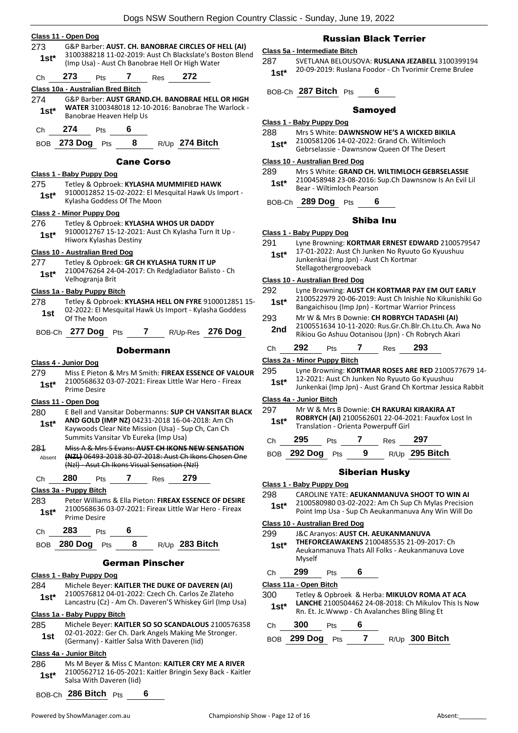**Class 11 - Open Dog**

273 **1st\*** G&P Barber: **AUST. CH. BANOBRAE CIRCLES OF HELL (AI)** 3100388218 11-02-2019: Aust Ch Blackslate's Boston Blend (Imp Usa) - Aust Ch Banobrae Hell Or High Water

Ch **273** Pts **7** Res **272**

**Class 10a - Australian Bred Bitch**

274 **1st\*** G&P Barber: **AUST GRAND.CH. BANOBRAE HELL OR HIGH WATER** 3100348018 12-10-2016: Banobrae The Warlock - Banobrae Heaven Help Us

Ch **274** Pts **6**

BOB **273 Dog** Pts **8** R/Up **274 Bitch**

## Cane Corso

**Class 1 - Baby Puppy Dog**

275 **1st\*** Tetley & Opbroek: **KYLASHA MUMMIFIED HAWK** 9100012852 15-02-2022: El Mesquital Hawk Us Import - Kylasha Goddess Of The Moon

**Class 2 - Minor Puppy Dog**

276 **1st\*** Tetley & Opbroek: **KYLASHA WHOS UR DADDY** 9100012767 15-12-2021: Aust Ch Kylasha Turn It Up - Hiworx Kylashas Destiny

**Class 10 - Australian Bred Dog**

277 **1st\*** Tetley & Opbroek: **GR CH KYLASHA TURN IT UP** 2100476264 24-04-2017: Ch Redgladiator Balisto - Ch Velhogranja Brit

**Class 1a - Baby Puppy Bitch**

278 **1st** Tetley & Opbroek: **KYLASHA HELL ON FYRE** 9100012851 15-02-2022: El Mesquital Hawk Us Import - Kylasha Goddess Of The Moon

BOB-Ch **277 Dog** Pts **7** R/Up-Res **276 Dog**

## Dobermann

**Class 4 - Junior Dog**

279 **1st\*** Miss E Pieton & Mrs M Smith: **FIREAX ESSENCE OF VALOUR** 2100568632 03-07-2021: Fireax Little War Hero - Fireax Prime Desire

**Class 11 - Open Dog**

280 **1st\*** E Bell and Vansitar Dobermanns: **SUP CH VANSITAR BLACK AND GOLD (IMP NZ)** 04231-2018 16-04-2018: Am Ch Kaywoods Clear Nite Mission (Usa) - Sup Ch, Can Ch Summits Vansitar Vb Eureka (Imp Usa)

281 Absent ~~Miss A & Mrs S Evans: **AUST CH IKONS NEW SENSATION (NZL)** 06493-2018 30-07-2018: Aust Ch Ikons Chosen One (Nzl) - Asut Ch Ikons Visual Sensation (Nzl)~~

Ch **280** Pts **7** Res **279**

**Class 3a - Puppy Bitch**

283 **1st\*** Peter Williams & Ella Pieton: **FIREAX ESSENCE OF DESIRE** 2100568636 03-07-2021: Fireax Little War Hero - Fireax Prime Desire

Ch **283** Pts **6**

BOB **280 Dog** Pts **8** R/Up **283 Bitch**

## German Pinscher

**Class 1 - Baby Puppy Dog**

284 **1st\*** Michele Beyer: **KAITLER THE DUKE OF DAVEREN (AI)** 2100576812 04-01-2022: Czech Ch. Carlos Ze Zlateho Lancastru (Cz) - Am Ch. Daveren'S Whiskey Girl (Imp Usa)

**Class 1a - Baby Puppy Bitch**

285 **1st** Michele Beyer: **KAITLER SO SO SCANDALOUS** 2100576358 02-01-2022: Ger Ch. Dark Angels Making Me Stronger. (Germany) - Kaitler Salsa With Daveren (Iid)

**Class 4a - Junior Bitch**

286 **1st\*** Ms M Beyer & Miss C Manton: **KAITLER CRY ME A RIVER** 2100562712 16-05-2021: Kaitler Bringin Sexy Back - Kaitler Salsa With Daveren (Iid)

BOB-Ch **286 Bitch** Pts **6**

## Russian Black Terrier

**Class 5a - Intermediate Bitch**

287 **1st\*** SVETLANA BELOUSOVA: **RUSLANA JEZABELL** 3100399194 20-09-2019: Ruslana Foodor - Ch Tvorimir Creme Brulee

BOB-Ch **287 Bitch** Pts **6**

## Samoyed

**Class 1 - Baby Puppy Dog**

288 **1st\*** Mrs S White: **DAWNSNOW HE'S A WICKED BIKILA** 2100581206 14-02-2022: Grand Ch. Wiltimloch Gebrselassie - Dawnsnow Queen Of The Desert

**Class 10 - Australian Bred Dog**

289 **1st\*** Mrs S White: **GRAND CH. WILTIMLOCH GEBRSELASSIE** 2100458948 23-08-2016: Sup.Ch Dawnsnow Is An Evil Lil Bear - Wiltimloch Pearson

BOB-Ch **289 Dog** Pts **6**

## Shiba Inu

**Class 1 - Baby Puppy Dog**

291 **1st\*** Lyne Browning: **KORTMAR ERNEST EDWARD** 2100579547 17-01-2022: Aust Ch Junken No Ryuuto Go Kyuushuu Junkenkai (Imp Jpn) - Aust Ch Kortmar Stellagothergrooveback

**Class 10 - Australian Bred Dog**

292 **1st\*** Lyne Browning: **AUST CH KORTMAR PAY EM OUT EARLY** 2100522979 20-06-2019: Aust Ch Inishie No Kikunishiki Go Bangaichisou (Imp Jpn) - Kortmar Warrior Princess

293 **2nd** Mr W & Mrs B Downie: **CH ROBRYCH TADASHI (AI)** 2100551634 10-11-2020: Rus.Gr.Ch.Blr.Ch.Ltu.Ch. Awa No Rikiou Go Ashuu Ootanisou (Jpn) - Ch Robrych Akari

Ch **292** Pts **7** Res **293**

**Class 2a - Minor Puppy Bitch**

295 **1st\*** Lyne Browning: **KORTMAR ROSES ARE RED** 2100577679 14-12-2021: Aust Ch Junken No Ryuuto Go Kyuushuu Junkenkai (Imp Jpn) - Aust Grand Ch Kortmar Jessica Rabbit

**Class 4a - Junior Bitch**

297 **1st\*** Mr W & Mrs B Downie: **CH RAKURAI KIRAKIRA AT ROBRYCH (AI)** 2100562601 22-04-2021: Fauxfox Lost In Translation - Orienta Powerpuff Girl

Ch **295** Pts **7** Res **297**

BOB **292 Dog** Pts **9** R/Up **295 Bitch**

## Siberian Husky

**Class 1 - Baby Puppy Dog**

298 **1st\*** CAROLINE YATE: **AEUKANMANUVA SHOOT TO WIN AI** 2100580980 03-02-2022: Am Ch Sup Ch Mylas Precision Point Imp Usa - Sup Ch Aeukanmanuva Any Win Will Do

**Class 10 - Australian Bred Dog**

299 **1st\*** J&C Aranyos: **AUST CH. AEUKANMANUVA THEFORCEAWAKENS** 2100485535 21-09-2017: Ch Aeukanmanuva Thats All Folks - Aeukanmanuva Love Myself

Ch **299** Pts **6**

**Class 11a - Open Bitch**

300 **1st\*** Tetley & Opbroek & Herba: **MIKULOV ROMA AT ACA LANCHE** 2100504462 24-08-2018: Ch Mikulov This Is Now Rn. Et. Jc.Wwwp - Ch Avalanches Bling Bling Et

Ch **300** Pts **6**

BOB **299 Dog** Pts **7** R/Up **300 Bitch**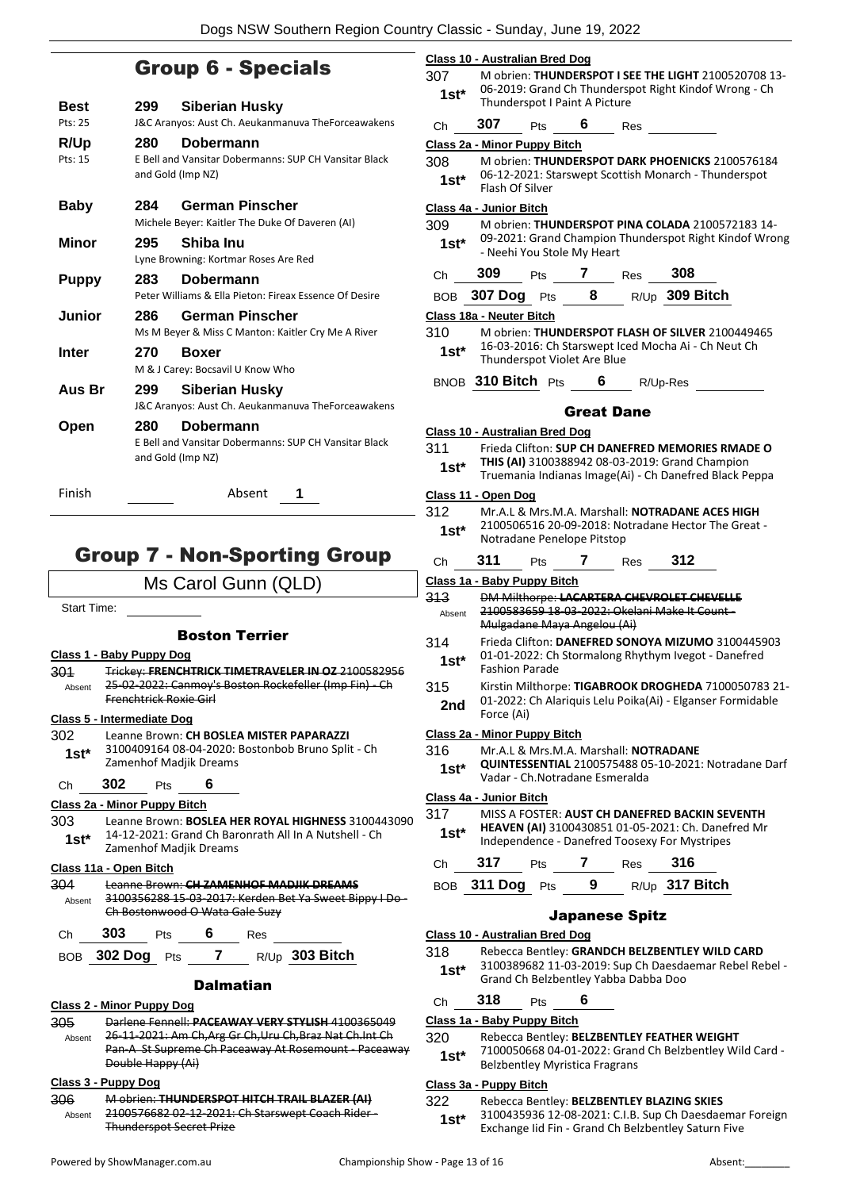## Group 6 - Specials

| | | |
|---|---|---|
| **Best** Pts: 25 | **299** | **Siberian Husky** J&C Aranyos: Aust Ch. Aeukanmanuva TheForceawakens |
| **R/Up** Pts: 15 | **280** | **Dobermann** E Bell and Vansitar Dobermanns: SUP CH Vansitar Black and Gold (Imp NZ) |
| **Baby** | **284** | **German Pinscher** Michele Beyer: Kaitler The Duke Of Daveren (AI) |
| **Minor** | **295** | **Shiba Inu** Lyne Browning: Kortmar Roses Are Red |
| **Puppy** | **283** | **Dobermann** Peter Williams & Ella Pieton: Fireax Essence Of Desire |
| **Junior** | **286** | **German Pinscher** Ms M Beyer & Miss C Manton: Kaitler Cry Me A River |
| **Inter** | **270** | **Boxer** M & J Carey: Bocsavil U Know Who |
| **Aus Br** | **299** | **Siberian Husky** J&C Aranyos: Aust Ch. Aeukanmanuva TheForceawakens |
| **Open** | **280** | **Dobermann** E Bell and Vansitar Dobermanns: SUP CH Vansitar Black and Gold (Imp NZ) |

Finish ______ Absent 1

## Group 7 - Non-Sporting Group

Ms Carol Gunn (QLD)

Start Time: ______

### Boston Terrier

**Class 1 - Baby Puppy Dog**

301 Absent ~~Trickey: FRENCHTRICK TIMETRAVELER IN OZ 2100582956 25-02-2022: Canmoy's Boston Rockefeller (Imp Fin) - Ch Frenchtrick Roxie Girl~~

**Class 5 - Intermediate Dog**

302 1st* Leanne Brown: **CH BOSLEA MISTER PAPARAZZI** 3100409164 08-04-2020: Bostonbob Bruno Split - Ch Zamenhof Madjik Dreams

Ch 302 Pts 6

**Class 2a - Minor Puppy Bitch**

303 1st* Leanne Brown: **BOSLEA HER ROYAL HIGHNESS** 3100443090 14-12-2021: Grand Ch Baronrath All In A Nutshell - Ch Zamenhof Madjik Dreams

**Class 11a - Open Bitch**

304 Absent ~~Leanne Brown: CH ZAMENHOF MADJIK DREAMS 3100356288 15-03-2017: Kerden Bet Ya Sweet Bippy I Do - Ch Bostonwood O Wata Gale Suzy~~

Ch 303 Pts 6 Res ______

BOB 302 Dog Pts 7 R/Up 303 Bitch

### Dalmatian

**Class 2 - Minor Puppy Dog**

305 Absent ~~Darlene Fennell: PACEAWAY VERY STYLISH 4100365049 26-11-2021: Am Ch,Arg Gr Ch,Uru Ch,Braz Nat Ch.Int Ch Pan-A St Supreme Ch Paceaway At Rosemount - Paceaway Double Happy (Ai)~~

**Class 3 - Puppy Dog**

306 Absent ~~M obrien: THUNDERSPOT HITCH TRAIL BLAZER (AI) 2100576682 02-12-2021: Ch Starswept Coach Rider - Thunderspot Secret Prize~~

**Class 10 - Australian Bred Dog**

307 1st* M obrien: **THUNDERSPOT I SEE THE LIGHT** 2100520708 13-06-2019: Grand Ch Thunderspot Right Kindof Wrong - Ch Thunderspot I Paint A Picture

Ch 307 Pts 6 Res ______

**Class 2a - Minor Puppy Bitch**

308 1st* M obrien: **THUNDERSPOT DARK PHOENICKS** 2100576184 06-12-2021: Starswept Scottish Monarch - Thunderspot Flash Of Silver

**Class 4a - Junior Bitch**

309 1st* M obrien: **THUNDERSPOT PINA COLADA** 2100572183 14-09-2021: Grand Champion Thunderspot Right Kindof Wrong - Neehi You Stole My Heart

Ch 309 Pts 7 Res 308

BOB 307 Dog Pts 8 R/Up 309 Bitch

**Class 18a - Neuter Bitch**

310 1st* M obrien: **THUNDERSPOT FLASH OF SILVER** 2100449465 16-03-2016: Ch Starswept Iced Mocha Ai - Ch Neut Ch Thunderspot Violet Are Blue

BNOB 310 Bitch Pts 6 R/Up-Res ______

### Great Dane

**Class 10 - Australian Bred Dog**

311 1st* Frieda Clifton: **SUP CH DANEFRED MEMORIES RMADE O THIS (AI)** 3100388942 08-03-2019: Grand Champion Truemania Indianas Image(Ai) - Ch Danefred Black Peppa

**Class 11 - Open Dog**

312 1st* Mr.A.L & Mrs.M.A. Marshall: **NOTRADANE ACES HIGH** 2100506516 20-09-2018: Notradane Hector The Great - Notradane Penelope Pitstop

Ch 311 Pts 7 Res 312

**Class 1a - Baby Puppy Bitch**

313 Absent ~~DM Milthorpe: LACARTERA CHEVROLET CHEVELLE 2100583659 18-03-2022: Okelani Make It Count - Mulgadane Maya Angelou (Ai)~~

314 1st* Frieda Clifton: **DANEFRED SONOYA MIZUMO** 3100445903 01-01-2022: Ch Stormalong Rhythym Ivegot - Danefred Fashion Parade

315 2nd Kirstin Milthorpe: **TIGABROOK DROGHEDA** 7100050783 21-01-2022: Ch Alariquis Lelu Poika(Ai) - Elganser Formidable Force (Ai)

**Class 2a - Minor Puppy Bitch**

316 1st* Mr.A.L & Mrs.M.A. Marshall: **NOTRADANE QUINTESSENTIAL** 2100575488 05-10-2021: Notradane Darf Vadar - Ch.Notradane Esmeralda

**Class 4a - Junior Bitch**

317 1st* MISS A FOSTER: **AUST CH DANEFRED BACKIN SEVENTH HEAVEN (AI)** 3100430851 01-05-2021: Ch. Danefred Mr Independence - Danefred Toosexy For Mystripes

Ch 317 Pts 7 Res 316

BOB 311 Dog Pts 9 R/Up 317 Bitch

### Japanese Spitz

**Class 10 - Australian Bred Dog**

318 1st* Rebecca Bentley: **GRANDCH BELZBENTLEY WILD CARD** 3100389682 11-03-2019: Sup Ch Daesdaemar Rebel Rebel - Grand Ch Belzbentley Yabba Dabba Doo

Ch 318 Pts 6

**Class 1a - Baby Puppy Bitch**

320 1st* Rebecca Bentley: **BELZBENTLEY FEATHER WEIGHT** 7100050668 04-01-2022: Grand Ch Belzbentley Wild Card - Belzbentley Myristica Fragrans

**Class 3a - Puppy Bitch**

322 1st* Rebecca Bentley: **BELZBENTLEY BLAZING SKIES** 3100435936 12-08-2021: C.I.B. Sup Ch Daesdaemar Foreign Exchange Iid Fin - Grand Ch Belzbentley Saturn Five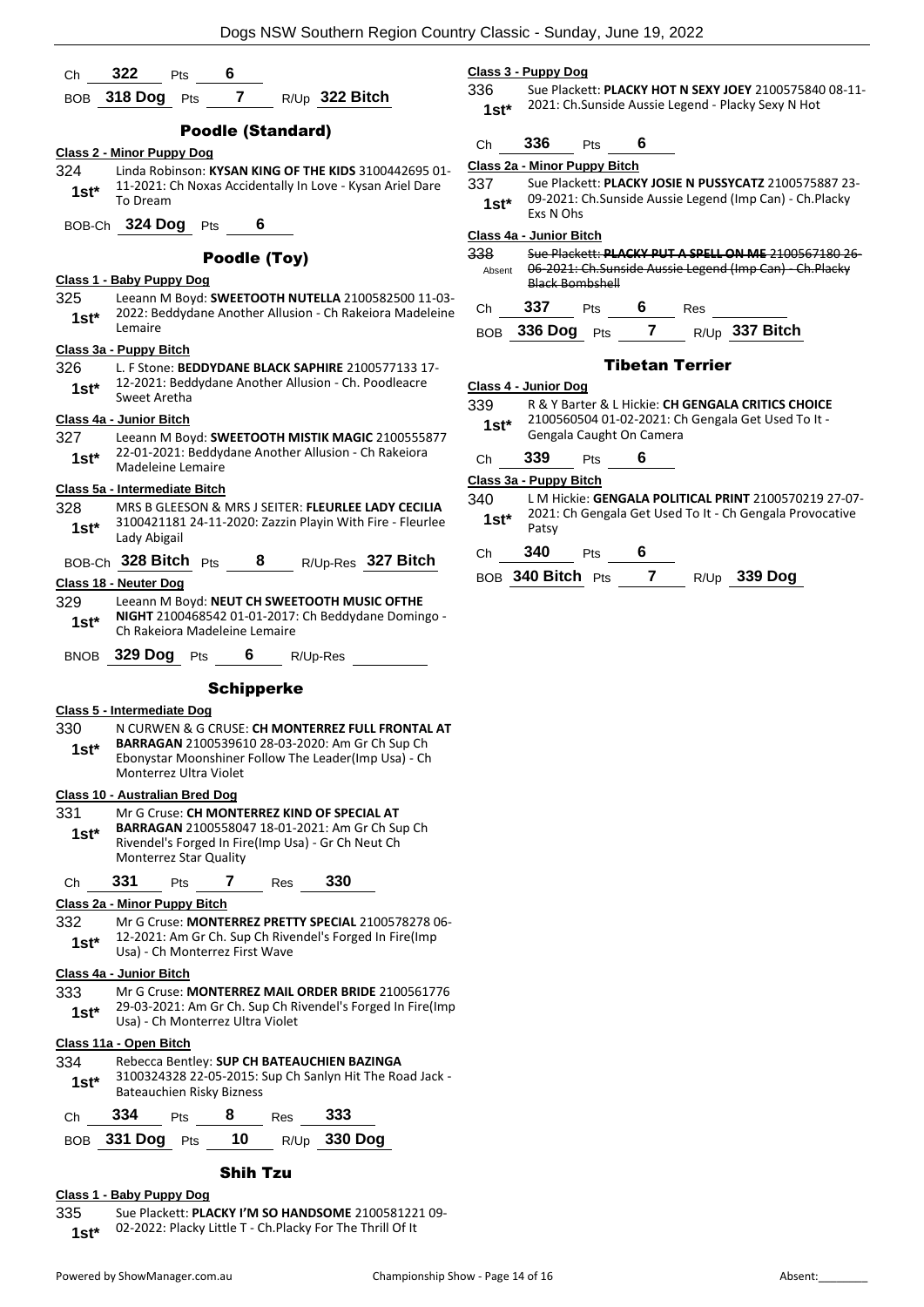| Ch | 322 | Pts | 6 |
|---|---|---|---|

BOB **318 Dog** Pts **7** R/Up **322 Bitch**

## Poodle (Standard)

**Class 2 - Minor Puppy Dog**

324 **1st*** Linda Robinson: **KYSAN KING OF THE KIDS** 3100442695 01-11-2021: Ch Noxas Accidentally In Love - Kysan Ariel Dare To Dream

BOB-Ch **324 Dog** Pts **6**

## Poodle (Toy)

**Class 1 - Baby Puppy Dog**

325 **1st*** Leeann M Boyd: **SWEETOOTH NUTELLA** 2100582500 11-03-2022: Beddydane Another Allusion - Ch Rakeiora Madeleine Lemaire

**Class 3a - Puppy Bitch**

326 **1st*** L. F Stone: **BEDDYDANE BLACK SAPHIRE** 2100577133 17-12-2021: Beddydane Another Allusion - Ch. Poodleacre Sweet Aretha

**Class 4a - Junior Bitch**

327 **1st*** Leeann M Boyd: **SWEETOOTH MISTIK MAGIC** 2100555877 22-01-2021: Beddydane Another Allusion - Ch Rakeiora Madeleine Lemaire

**Class 5a - Intermediate Bitch**

328 **1st*** MRS B GLEESON & MRS J SEITER: **FLEURLEE LADY CECILIA** 3100421181 24-11-2020: Zazzin Playin With Fire - Fleurlee Lady Abigail

BOB-Ch **328 Bitch** Pts **8** R/Up-Res **327 Bitch**

**Class 18 - Neuter Dog**

329 **1st*** Leeann M Boyd: **NEUT CH SWEETOOTH MUSIC OFTHE NIGHT** 2100468542 01-01-2017: Ch Beddydane Domingo - Ch Rakeiora Madeleine Lemaire

BNOB **329 Dog** Pts **6** R/Up-Res

## Schipperke

**Class 5 - Intermediate Dog**

330 **1st*** N CURWEN & G CRUSE: **CH MONTERREZ FULL FRONTAL AT BARRAGAN** 2100539610 28-03-2020: Am Gr Ch Sup Ch Ebonystar Moonshiner Follow The Leader(Imp Usa) - Ch Monterrez Ultra Violet

**Class 10 - Australian Bred Dog**

331 **1st*** Mr G Cruse: **CH MONTERREZ KIND OF SPECIAL AT BARRAGAN** 2100558047 18-01-2021: Am Gr Ch Sup Ch Rivendel's Forged In Fire(Imp Usa) - Gr Ch Neut Ch Monterrez Star Quality

Ch **331** Pts **7** Res **330**

**Class 2a - Minor Puppy Bitch**

332 **1st*** Mr G Cruse: **MONTERREZ PRETTY SPECIAL** 2100578278 06-12-2021: Am Gr Ch. Sup Ch Rivendel's Forged In Fire(Imp Usa) - Ch Monterrez First Wave

**Class 4a - Junior Bitch**

333 **1st*** Mr G Cruse: **MONTERREZ MAIL ORDER BRIDE** 2100561776 29-03-2021: Am Gr Ch. Sup Ch Rivendel's Forged In Fire(Imp Usa) - Ch Monterrez Ultra Violet

**Class 11a - Open Bitch**

334 **1st*** Rebecca Bentley: **SUP CH BATEAUCHIEN BAZINGA** 3100324328 22-05-2015: Sup Ch Sanlyn Hit The Road Jack - Bateauchien Risky Bizness

Ch **334** Pts **8** Res **333**

BOB **331 Dog** Pts **10** R/Up **330 Dog**

## Shih Tzu

**Class 1 - Baby Puppy Dog**

335 **1st*** Sue Plackett: **PLACKY I'M SO HANDSOME** 2100581221 09-02-2022: Placky Little T - Ch.Placky For The Thrill Of It

**Class 3 - Puppy Dog**

336 **1st*** Sue Plackett: **PLACKY HOT N SEXY JOEY** 2100575840 08-11-2021: Ch.Sunside Aussie Legend - Placky Sexy N Hot

Ch **336** Pts **6**

**Class 2a - Minor Puppy Bitch**

337 **1st*** Sue Plackett: **PLACKY JOSIE N PUSSYCATZ** 2100575887 23-09-2021: Ch.Sunside Aussie Legend (Imp Can) - Ch.Placky Exs N Ohs

**Class 4a - Junior Bitch**

338 Absent ~~Sue Plackett: **PLACKY PUT A SPELL ON ME** 2100567180 26-06-2021: Ch.Sunside Aussie Legend (Imp Can) - Ch.Placky Black Bombshell~~

Ch **337** Pts **6** Res

BOB **336 Dog** Pts **7** R/Up **337 Bitch**

## Tibetan Terrier

**Class 4 - Junior Dog**

339 **1st*** R & Y Barter & L Hickie: **CH GENGALA CRITICS CHOICE** 2100560504 01-02-2021: Ch Gengala Get Used To It - Gengala Caught On Camera

Ch **339** Pts **6**

**Class 3a - Puppy Bitch**

340 **1st*** L M Hickie: **GENGALA POLITICAL PRINT** 2100570219 27-07-2021: Ch Gengala Get Used To It - Ch Gengala Provocative Patsy

Ch **340** Pts **6**

BOB **340 Bitch** Pts **7** R/Up **339 Dog**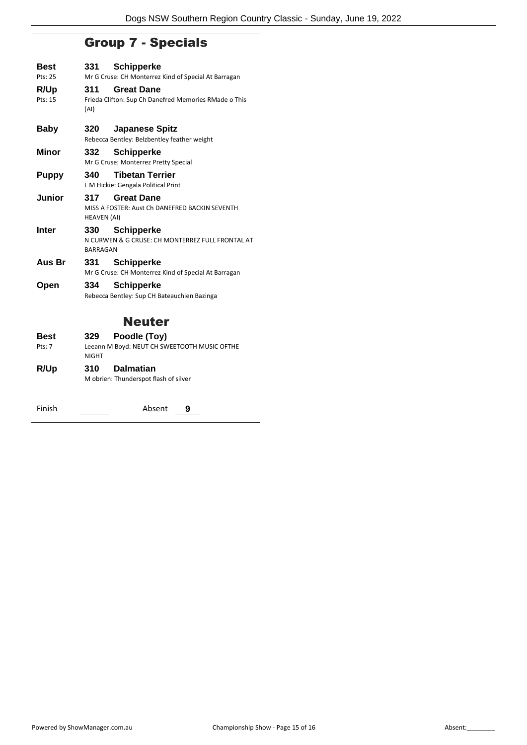## Group 7 - Specials

**Best** Pts: 25
**331 Schipperke**
Mr G Cruse: CH Monterrez Kind of Special At Barragan

**R/Up** Pts: 15
**311 Great Dane**
Frieda Clifton: Sup Ch Danefred Memories RMade o This (AI)

**Baby**
**320 Japanese Spitz**
Rebecca Bentley: Belzbentley feather weight

**Minor**
**332 Schipperke**
Mr G Cruse: Monterrez Pretty Special

**Puppy**
**340 Tibetan Terrier**
L M Hickie: Gengala Political Print

**Junior**
**317 Great Dane**
MISS A FOSTER: Aust Ch DANEFRED BACKIN SEVENTH HEAVEN (AI)

**Inter**
**330 Schipperke**
N CURWEN & G CRUSE: CH MONTERREZ FULL FRONTAL AT BARRAGAN

**Aus Br**
**331 Schipperke**
Mr G Cruse: CH Monterrez Kind of Special At Barragan

**Open**
**334 Schipperke**
Rebecca Bentley: Sup CH Bateauchien Bazinga

## Neuter

**Best** Pts: 7
**329 Poodle (Toy)**
Leeann M Boyd: NEUT CH SWEETOOTH MUSIC OFTHE NIGHT

**R/Up**
**310 Dalmatian**
M obrien: Thunderspot flash of silver

Finish ______ Absent **9**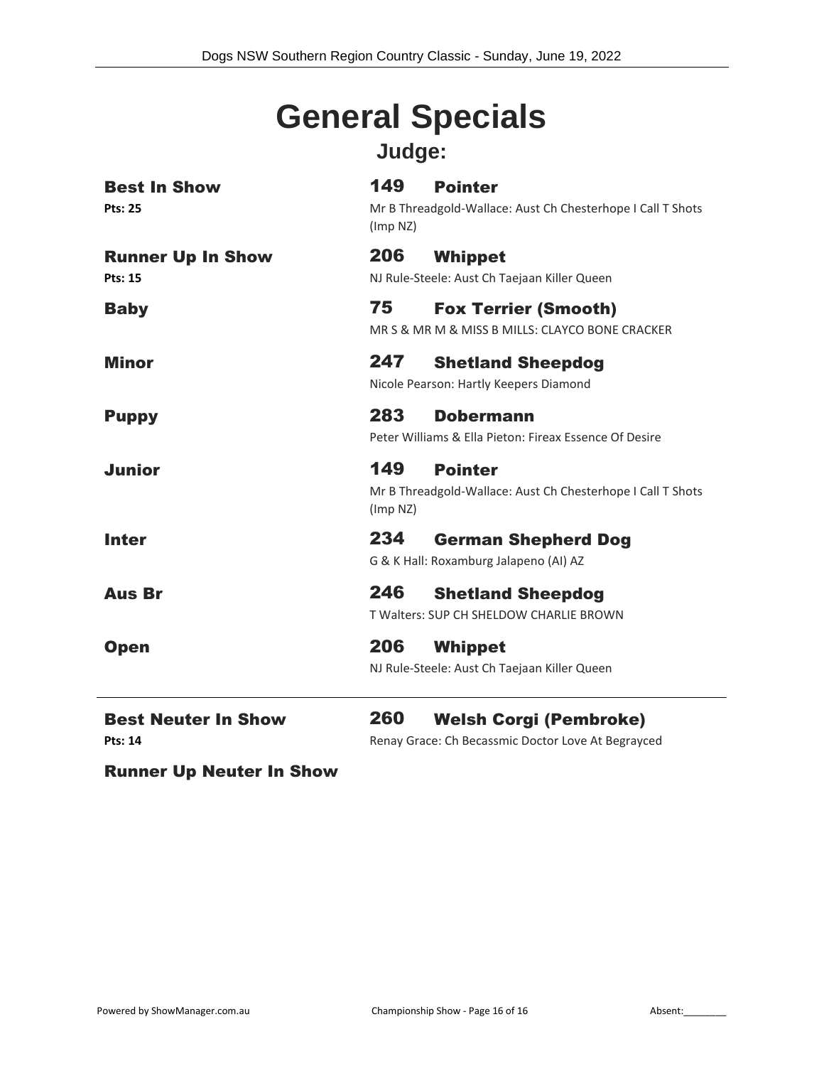# General Specials

## Judge:

**Best In Show**
**Pts: 25**

**149 Pointer**
Mr B Threadgold-Wallace: Aust Ch Chesterhope I Call T Shots (Imp NZ)

**Runner Up In Show**
**Pts: 15**

**206 Whippet**
NJ Rule-Steele: Aust Ch Taejaan Killer Queen

**Baby**

**75 Fox Terrier (Smooth)**
MR S & MR M & MISS B MILLS: CLAYCO BONE CRACKER

**Minor**

**247 Shetland Sheepdog**
Nicole Pearson: Hartly Keepers Diamond

**Puppy**

**283 Dobermann**
Peter Williams & Ella Pieton: Fireax Essence Of Desire

**Junior**

**149 Pointer**
Mr B Threadgold-Wallace: Aust Ch Chesterhope I Call T Shots (Imp NZ)

**Inter**

**234 German Shepherd Dog**
G & K Hall: Roxamburg Jalapeno (AI) AZ

**Aus Br**

**246 Shetland Sheepdog**
T Walters: SUP CH SHELDOW CHARLIE BROWN

**Open**

**206 Whippet**
NJ Rule-Steele: Aust Ch Taejaan Killer Queen

---

**Best Neuter In Show**
**Pts: 14**

**260 Welsh Corgi (Pembroke)**
Renay Grace: Ch Becassmic Doctor Love At Begrayced

**Runner Up Neuter In Show**